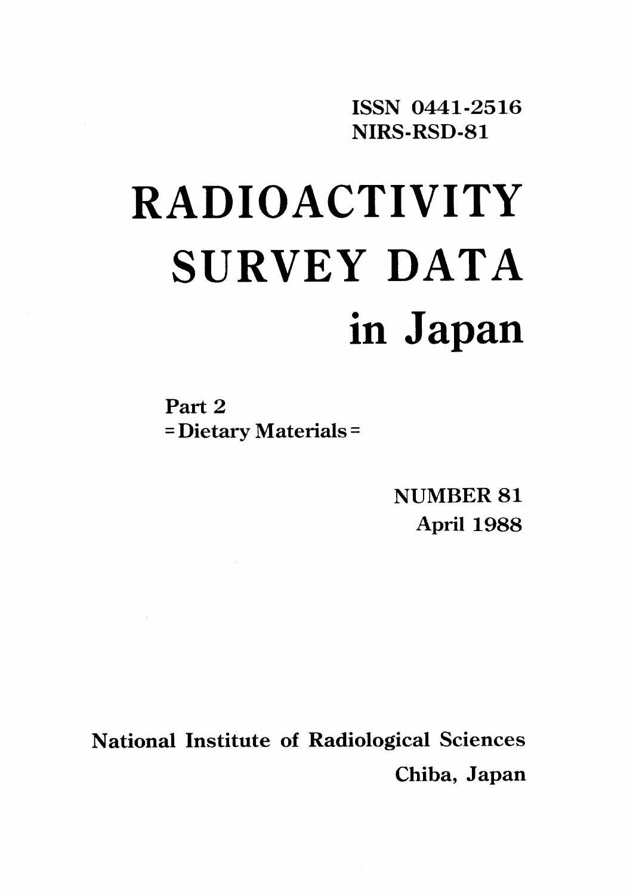ISSN 0441-2516
NIRS-RSD-81

# RADIOACTIVITY SURVEY DATA in Japan

Part 2
= Dietary Materials =

NUMBER 81
April 1988

National Institute of Radiological Sciences
Chiba, Japan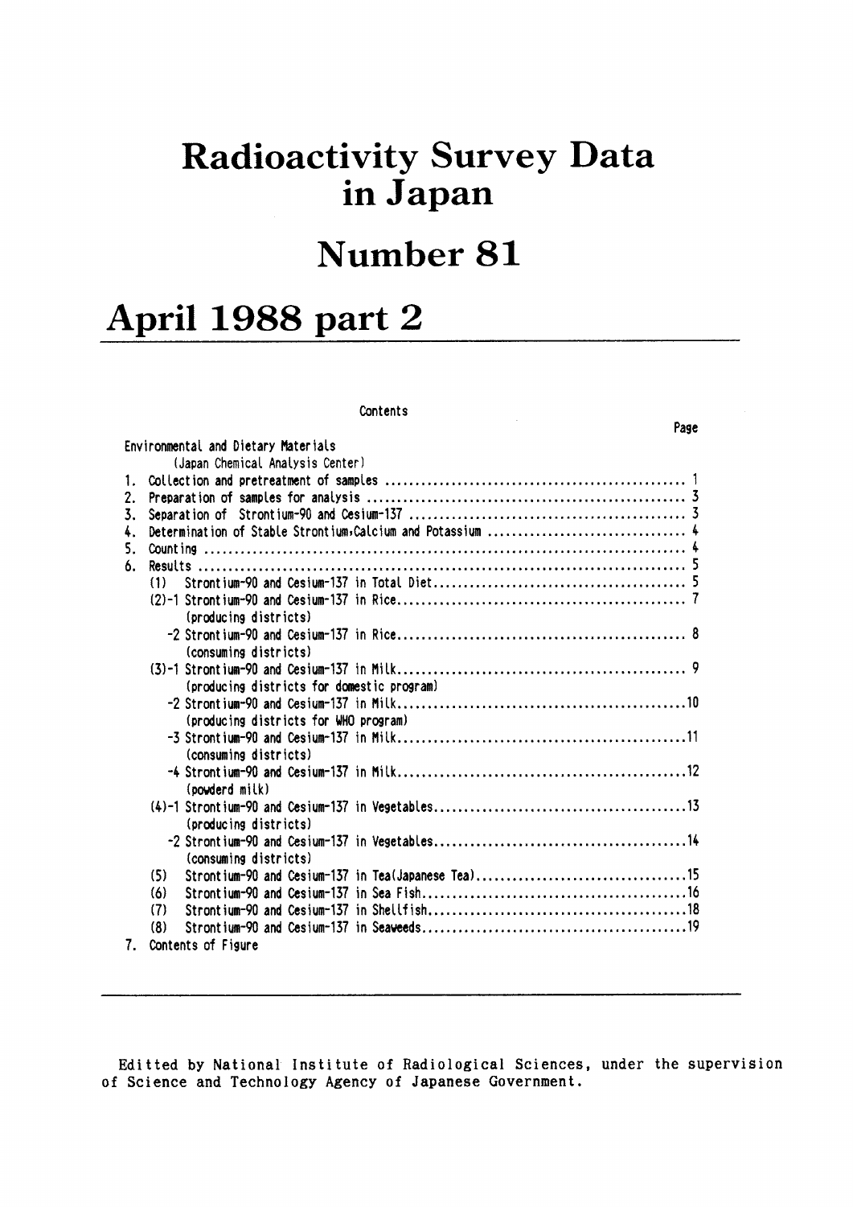# Radioactivity Survey Data in Japan

# Number 81

# April 1988 part 2

Contents

| | Page |
|---|---|
| Environmental and Dietary Materials | |
| (Japan Chemical Analysis Center) | |
| 1. Collection and pretreatment of samples | 1 |
| 2. Preparation of samples for analysis | 3 |
| 3. Separation of Strontium-90 and Cesium-137 | 3 |
| 4. Determination of Stable Strontium,Calcium and Potassium | 4 |
| 5. Counting | 4 |
| 6. Results | 5 |
| (1) Strontium-90 and Cesium-137 in Total Diet | 5 |
| (2)-1 Strontium-90 and Cesium-137 in Rice (producing districts) | 7 |
| -2 Strontium-90 and Cesium-137 in Rice (consuming districts) | 8 |
| (3)-1 Strontium-90 and Cesium-137 in Milk (producing districts for domestic program) | 9 |
| -2 Strontium-90 and Cesium-137 in Milk (producing districts for WHO program) | 10 |
| -3 Strontium-90 and Cesium-137 in Milk (consuming districts) | 11 |
| -4 Strontium-90 and Cesium-137 in Milk (powderd milk) | 12 |
| (4)-1 Strontium-90 and Cesium-137 in Vegetables (producing districts) | 13 |
| -2 Strontium-90 and Cesium-137 in Vegetables (consuming districts) | 14 |
| (5) Strontium-90 and Cesium-137 in Tea(Japanese Tea) | 15 |
| (6) Strontium-90 and Cesium-137 in Sea Fish | 16 |
| (7) Strontium-90 and Cesium-137 in Shellfish | 18 |
| (8) Strontium-90 and Cesium-137 in Seaweeds | 19 |
| 7. Contents of Figure | |

Editted by National Institute of Radiological Sciences, under the supervision of Science and Technology Agency of Japanese Government.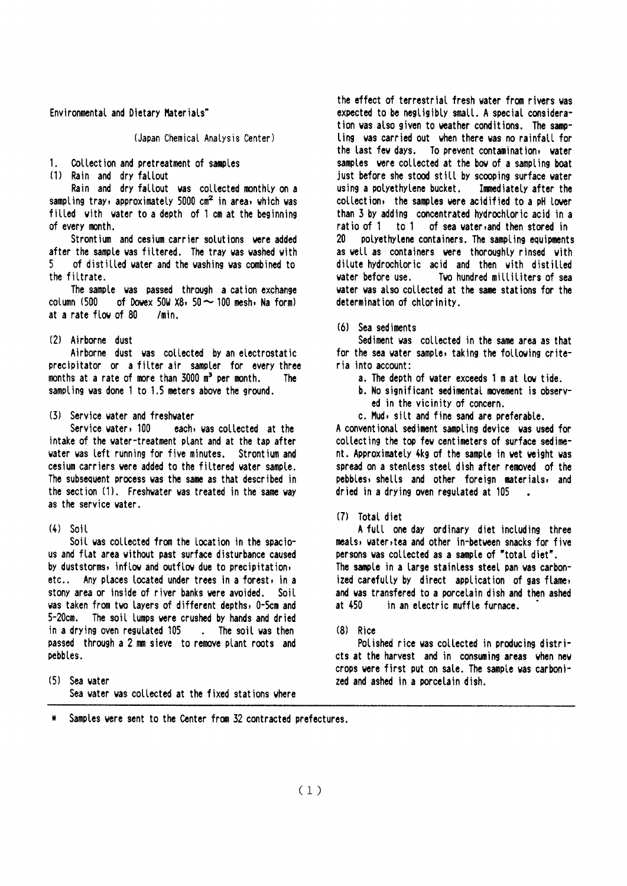Environmental and Dietary Materials*

(Japan Chemical Analysis Center)

## 1. Collection and pretreatment of samples

### (1) Rain and dry fallout

Rain and dry fallout was collected monthly on a sampling tray, approximately 5000 $cm^2$ in area, which was filled with water to a depth of 1 cm at the beginning of every month.

Strontium and cesium carrier solutions were added after the sample was filtered. The tray was washed with 5 of distilled water and the washing was combined to the filtrate.

The sample was passed through a cation exchange column (500 of Dowex 50W X8, 50～100 mesh, Na form) at a rate flow of 80 /min.

### (2) Airborne dust

Airborne dust was collected by an electrostatic precipitator or a filter air sampler for every three months at a rate of more than 3000 $m^3$ per month. The sampling was done 1 to 1.5 meters above the ground.

### (3) Service water and freshwater

Service water, 100 each, was collected at the intake of the water-treatment plant and at the tap after water was left running for five minutes. Strontium and cesium carriers were added to the filtered water sample. The subsequent process was the same as that described in the section (1). Freshwater was treated in the same way as the service water.

### (4) Soil

Soil was collected from the location in the spacious and flat area without past surface disturbance caused by duststorms, inflow and outflow due to precipitation, etc.. Any places located under trees in a forest, in a stony area or inside of river banks were avoided. Soil was taken from two layers of different depths, 0-5cm and 5-20cm. The soil lumps were crushed by hands and dried in a drying oven regulated 105 . The soil was then passed through a 2 mm sieve to remove plant roots and pebbles.

### (5) Sea water

Sea water was collected at the fixed stations where the effect of terrestrial fresh water from rivers was expected to be negligibly small. A special consideration was also given to weather conditions. The sampling was carried out when there was no rainfall for the last few days. To prevent contamination, water samples were collected at the bow of a sampling boat just before she stood still by scooping surface water using a polyethylene bucket. Immediately after the collection, the samples were acidified to a pH lower than 3 by adding concentrated hydrochloric acid in a ratio of 1 to 1 of sea water, and then stored in 20 polyethylene containers. The sampling equipments as well as containers were thoroughly rinsed with dilute hydrochloric acid and then with distilled water before use. Two hundred milliliters of sea water was also collected at the same stations for the determination of chlorinity.

### (6) Sea sediments

Sediment was collected in the same area as that for the sea water sample, taking the following criteria into account:

a. The depth of water exceeds 1 m at low tide.

b. No significant sedimental movement is observed in the vicinity of concern.

c. Mud, silt and fine sand are preferable.

A conventional sediment sampling device was used for collecting the top few centimeters of surface sediment. Approximately 4kg of the sample in wet weight was spread on a stenless steel dish after removed of the pebbles, shells and other foreign materials, and dried in a drying oven regulated at 105 .

### (7) Total diet

A full one day ordinary diet including three meals, water, tea and other in-between snacks for five persons was collected as a sample of "total diet". The sample in a large stainless steel pan was carbonized carefully by direct application of gas flame, and was transfered to a porcelain dish and then ashed at 450 in an electric muffle furnace.

### (8) Rice

Polished rice was collected in producing districts at the harvest and in consuming areas when new crops were first put on sale. The sample was carbonized and ashed in a porcelain dish.

---

\* Samples were sent to the Center from 32 contracted prefectures.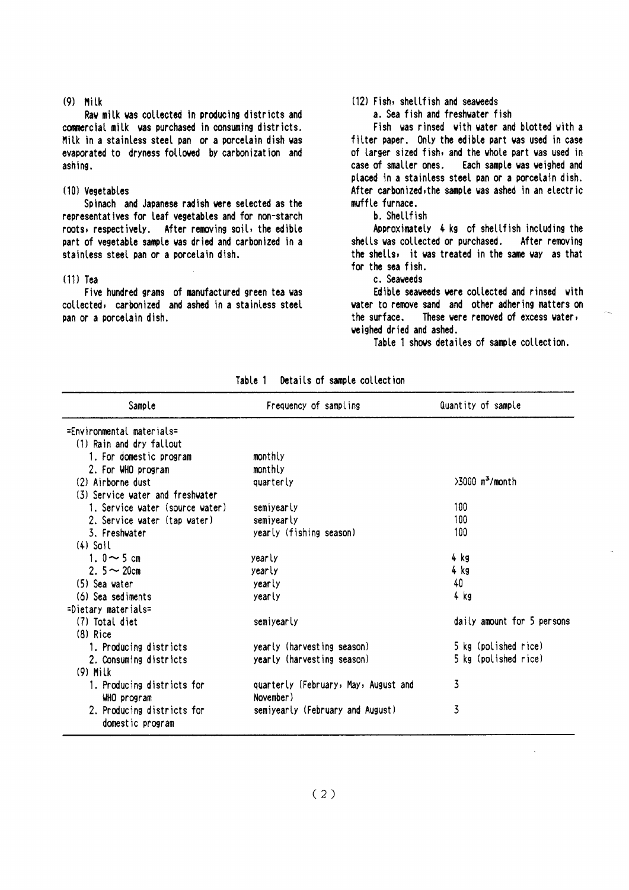### (9) Milk

Raw milk was collected in producing districts and commercial milk was purchased in consuming districts. Milk in a stainless steel pan or a porcelain dish was evaporated to dryness followed by carbonization and ashing.

### (10) Vegetables

Spinach and Japanese radish were selected as the representatives for leaf vegetables and for non-starch roots, respectively. After removing soil, the edible part of vegetable sample was dried and carbonized in a stainless steel pan or a porcelain dish.

### (11) Tea

Five hundred grams of manufactured green tea was collected, carbonized and ashed in a stainless steel pan or a porcelain dish.

### (12) Fish, shellfish and seaweeds

a. Sea fish and freshwater fish

Fish was rinsed with water and blotted with a filter paper. Only the edible part was used in case of larger sized fish, and the whole part was used in case of smaller ones. Each sample was weighed and placed in a stainless steel pan or a porcelain dish. After carbonized, the sample was ashed in an electric muffle furnace.

b. Shellfish

Approximately 4 kg of shellfish including the shells was collected or purchased. After removing the shells, it was treated in the same way as that for the sea fish.

c. Seaweeds

Edible seaweeds were collected and rinsed with water to remove sand and other adhering matters on the surface. These were removed of excess water, weighed dried and ashed.

Table 1 shows detailes of sample collection.

Table 1 Details of sample collection

| Sample | Frequency of sampling | Quantity of sample |
|---|---|---|
| =Environmental materials= | | |
| (1) Rain and dry fallout | | |
| 1. For domestic program | monthly | |
| 2. For WHO program | monthly | |
| (2) Airborne dust | quarterly | >3000 $m^3$/month |
| (3) Service water and freshwater | | |
| 1. Service water (source water) | semiyearly | 100 |
| 2. Service water (tap water) | semiyearly | 100 |
| 3. Freshwater | yearly (fishing season) | 100 |
| (4) Soil | | |
| 1. 0 ～ 5 cm | yearly | 4 kg |
| 2. 5 ～ 20cm | yearly | 4 kg |
| (5) Sea water | yearly | 40 |
| (6) Sea sediments | yearly | 4 kg |
| =Dietary materials= | | |
| (7) Total diet | semiyearly | daily amount for 5 persons |
| (8) Rice | | |
| 1. Producing districts | yearly (harvesting season) | 5 kg (polished rice) |
| 2. Consuming districts | yearly (harvesting season) | 5 kg (polished rice) |
| (9) Milk | | |
| 1. Producing districts for WHO program | quarterly (February, May, August and November) | 3 |
| 2. Producing districts for domestic program | semiyearly (February and August) | 3 |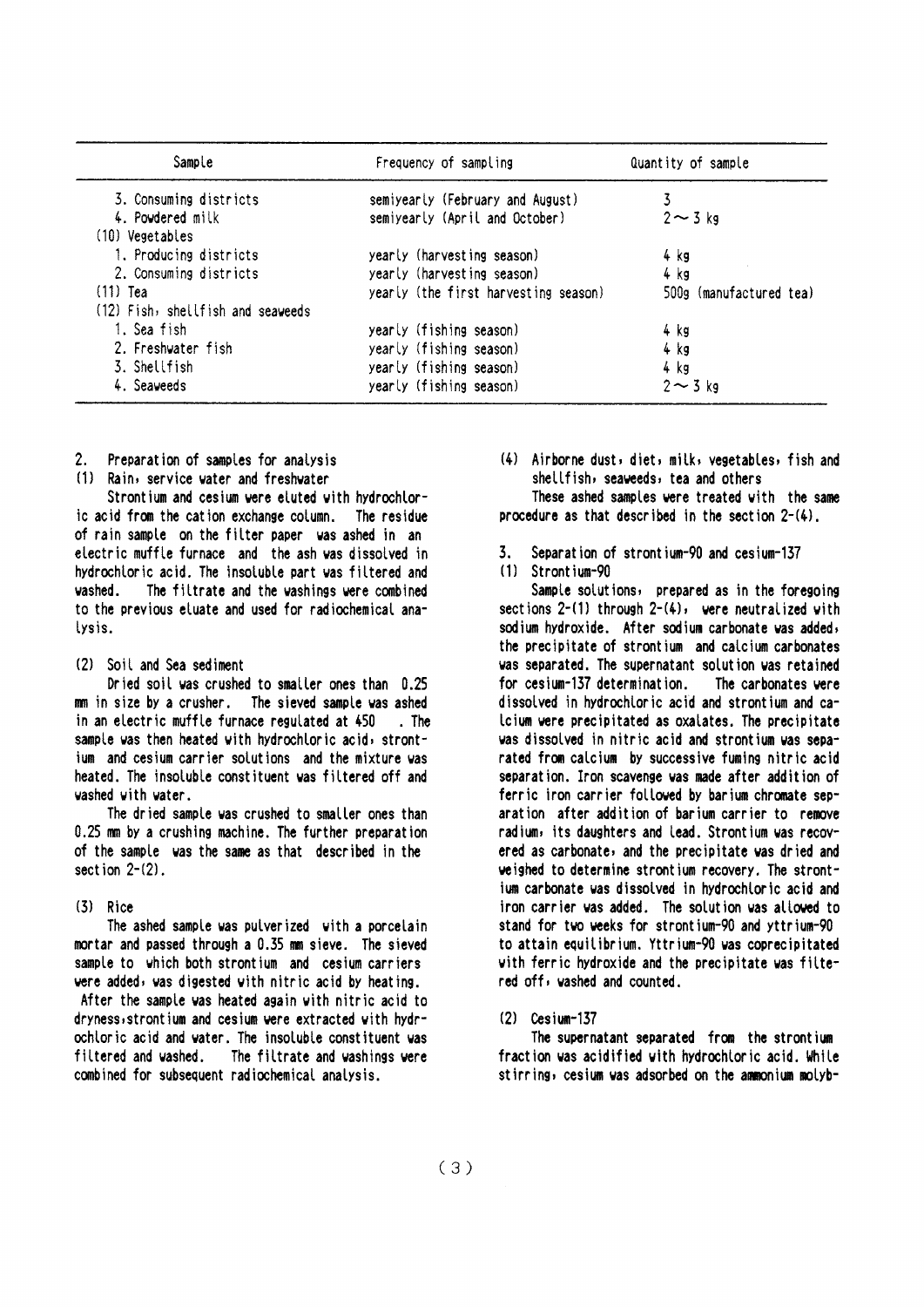| Sample | Frequency of sampling | Quantity of sample |
|---|---|---|
| 3. Consuming districts | semiyearly (February and August) | 3 |
| 4. Powdered milk | semiyearly (April and October) | 2～3 kg |
| (10) Vegetables | | |
| 1. Producing districts | yearly (harvesting season) | 4 kg |
| 2. Consuming districts | yearly (harvesting season) | 4 kg |
| (11) Tea | yearly (the first harvesting season) | 500g (manufactured tea) |
| (12) Fish, shellfish and seaweeds | | |
| 1. Sea fish | yearly (fishing season) | 4 kg |
| 2. Freshwater fish | yearly (fishing season) | 4 kg |
| 3. Shellfish | yearly (fishing season) | 4 kg |
| 4. Seaweeds | yearly (fishing season) | 2～3 kg |

## 2. Preparation of samples for analysis

### (1) Rain, service water and freshwater

Strontium and cesium were eluted with hydrochloric acid from the cation exchange column. The residue of rain sample on the filter paper was ashed in an electric muffle furnace and the ash was dissolved in hydrochloric acid. The insoluble part was filtered and washed. The filtrate and the washings were combined to the previous eluate and used for radiochemical analysis.

### (2) Soil and Sea sediment

Dried soil was crushed to smaller ones than 0.25 mm in size by a crusher. The sieved sample was ashed in an electric muffle furnace regulated at 450 . The sample was then heated with hydrochloric acid, strontium and cesium carrier solutions and the mixture was heated. The insoluble constituent was filtered off and washed with water.

The dried sample was crushed to smaller ones than 0.25 mm by a crushing machine. The further preparation of the sample was the same as that described in the section 2-(2).

### (3) Rice

The ashed sample was pulverized with a porcelain mortar and passed through a 0.35 mm sieve. The sieved sample to which both strontium and cesium carriers were added, was digested with nitric acid by heating. After the sample was heated again with nitric acid to dryness, strontium and cesium were extracted with hydrochloric acid and water. The insoluble constituent was filtered and washed. The filtrate and washings were combined for subsequent radiochemical analysis.

### (4) Airborne dust, diet, milk, vegetables, fish and shellfish, seaweeds, tea and others

These ashed samples were treated with the same procedure as that described in the section 2-(4).

## 3. Separation of strontium-90 and cesium-137

### (1) Strontium-90

Sample solutions, prepared as in the foregoing sections 2-(1) through 2-(4), were neutralized with sodium hydroxide. After sodium carbonate was added, the precipitate of strontium and calcium carbonates was separated. The supernatant solution was retained for cesium-137 determination. The carbonates were dissolved in hydrochloric acid and strontium and calcium were precipitated as oxalates. The precipitate was dissolved in nitric acid and strontium was separated from calcium by successive fuming nitric acid separation. Iron scavenge was made after addition of ferric iron carrier followed by barium chromate separation after addition of barium carrier to remove radium, its daughters and lead. Strontium was recovered as carbonate, and the precipitate was dried and weighed to determine strontium recovery. The strontium carbonate was dissolved in hydrochloric acid and iron carrier was added. The solution was allowed to stand for two weeks for strontium-90 and yttrium-90 to attain equilibrium. Yttrium-90 was coprecipitated with ferric hydroxide and the precipitate was filtered off, washed and counted.

### (2) Cesium-137

The supernatant separated from the strontium fraction was acidified with hydrochloric acid. While stirring, cesium was adsorbed on the ammonium molyb-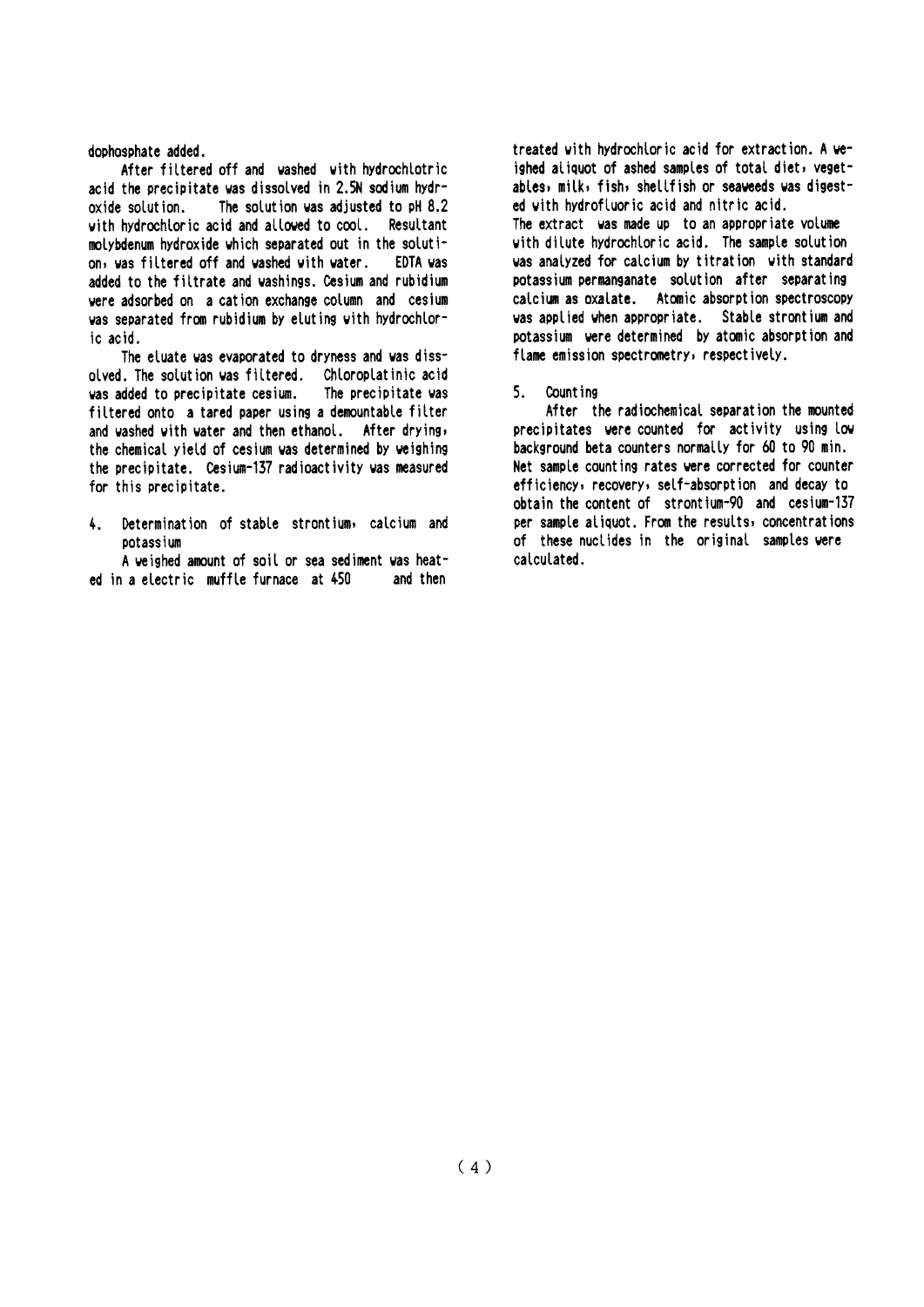dophosphate added.

After filtered off and washed with hydrochlotric acid the precipitate was dissolved in 2.5N sodium hydroxide solution. The solution was adjusted to pH 8.2 with hydrochloric acid and allowed to cool. Resultant molybdenum hydroxide which separated out in the solution, was filtered off and washed with water. EDTA was added to the filtrate and washings. Cesium and rubidium were adsorbed on a cation exchange column and cesium was separated from rubidium by eluting with hydrochloric acid.

The eluate was evaporated to dryness and was dissolved. The solution was filtered. Chloroplatinic acid was added to precipitate cesium. The precipitate was filtered onto a tared paper using a demountable filter and washed with water and then ethanol. After drying, the chemical yield of cesium was determined by weighing the precipitate. Cesium-137 radioactivity was measured for this precipitate.

## 4. Determination of stable strontium, calcium and potassium

A weighed amount of soil or sea sediment was heated in a electric muffle furnace at 450 and then treated with hydrochloric acid for extraction. A weighed aliquot of ashed samples of total diet, vegetables, milk, fish, shellfish or seaweeds was digested with hydrofluoric acid and nitric acid.
The extract was made up to an appropriate volume with dilute hydrochloric acid. The sample solution was analyzed for calcium by titration with standard potassium permanganate solution after separating calcium as oxalate. Atomic absorption spectroscopy was applied when appropriate. Stable strontium and potassium were determined by atomic absorption and flame emission spectrometry, respectively.

## 5. Counting

After the radiochemical separation the mounted precipitates were counted for activity using low background beta counters normally for 60 to 90 min. Net sample counting rates were corrected for counter efficiency, recovery, self-absorption and decay to obtain the content of strontium-90 and cesium-137 per sample aliquot. From the results, concentrations of these nuclides in the original samples were calculated.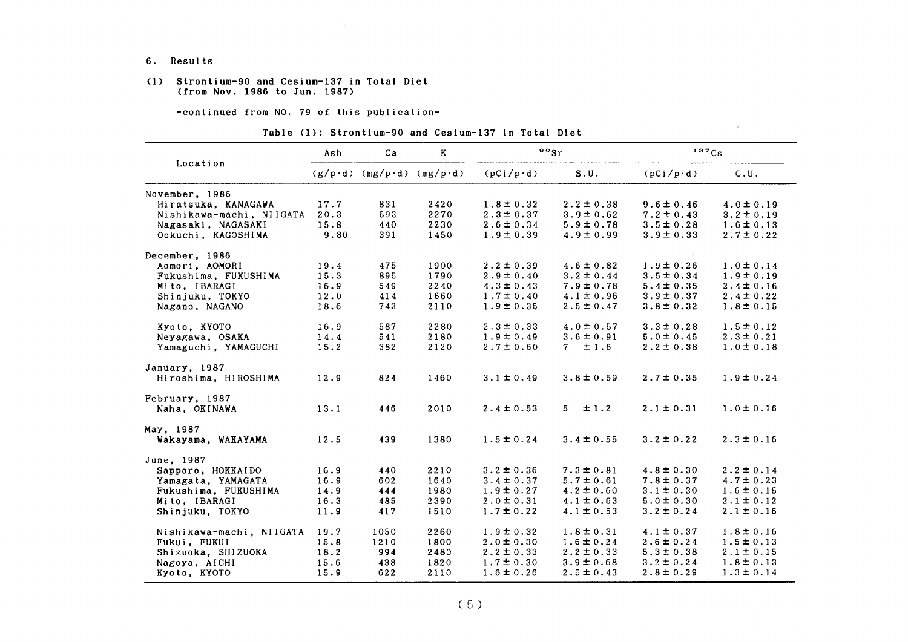## 6. Results

### (1) Strontium-90 and Cesium-137 in Total Diet (from Nov. 1986 to Jun. 1987)

-continued from NO. 79 of this publication-

**Table (1): Strontium-90 and Cesium-137 in Total Diet**

| Location | Ash | Ca | K | $^{90}Sr$ | | $^{137}Cs$ | |
|---|---|---|---|---|---|---|---|
| | (g/p·d) | (mg/p·d) | (mg/p·d) | (pCi/p·d) | S.U. | (pCi/p·d) | C.U. |
| **November, 1986** | | | | | | | |
| Hiratsuka, KANAGAWA | 17.7 | 831 | 2420 | 1.8 ± 0.32 | 2.2 ± 0.38 | 9.6 ± 0.46 | 4.0 ± 0.19 |
| Nishikawa-machi, NIIGATA | 20.3 | 593 | 2270 | 2.3 ± 0.37 | 3.9 ± 0.62 | 7.2 ± 0.43 | 3.2 ± 0.19 |
| Nagasaki, NAGASAKI | 15.8 | 440 | 2230 | 2.6 ± 0.34 | 5.9 ± 0.78 | 3.5 ± 0.28 | 1.6 ± 0.13 |
| Ookuchi, KAGOSHIMA | 9.80 | 391 | 1450 | 1.9 ± 0.39 | 4.9 ± 0.99 | 3.9 ± 0.33 | 2.7 ± 0.22 |
| **December, 1986** | | | | | | | |
| Aomori, AOMORI | 19.4 | 475 | 1900 | 2.2 ± 0.39 | 4.6 ± 0.82 | 1.9 ± 0.26 | 1.0 ± 0.14 |
| Fukushima, FUKUSHIMA | 15.3 | 895 | 1790 | 2.9 ± 0.40 | 3.2 ± 0.44 | 3.5 ± 0.34 | 1.9 ± 0.19 |
| Mito, IBARAGI | 16.9 | 549 | 2240 | 4.3 ± 0.43 | 7.9 ± 0.78 | 5.4 ± 0.35 | 2.4 ± 0.16 |
| Shinjuku, TOKYO | 12.0 | 414 | 1660 | 1.7 ± 0.40 | 4.1 ± 0.96 | 3.9 ± 0.37 | 2.4 ± 0.22 |
| Nagano, NAGANO | 18.6 | 743 | 2110 | 1.9 ± 0.35 | 2.5 ± 0.47 | 3.8 ± 0.32 | 1.8 ± 0.15 |
| Kyoto, KYOTO | 16.9 | 587 | 2280 | 2.3 ± 0.33 | 4.0 ± 0.57 | 3.3 ± 0.28 | 1.5 ± 0.12 |
| Neyagawa, OSAKA | 14.4 | 541 | 2180 | 1.9 ± 0.49 | 3.6 ± 0.91 | 5.0 ± 0.45 | 2.3 ± 0.21 |
| Yamaguchi, YAMAGUCHI | 15.2 | 382 | 2120 | 2.7 ± 0.60 | 7 ± 1.6 | 2.2 ± 0.38 | 1.0 ± 0.18 |
| **January, 1987** | | | | | | | |
| Hiroshima, HIROSHIMA | 12.9 | 824 | 1460 | 3.1 ± 0.49 | 3.8 ± 0.59 | 2.7 ± 0.35 | 1.9 ± 0.24 |
| **February, 1987** | | | | | | | |
| Naha, OKINAWA | 13.1 | 446 | 2010 | 2.4 ± 0.53 | 5 ± 1.2 | 2.1 ± 0.31 | 1.0 ± 0.16 |
| **May, 1987** | | | | | | | |
| Wakayama, WAKAYAMA | 12.5 | 439 | 1380 | 1.5 ± 0.24 | 3.4 ± 0.55 | 3.2 ± 0.22 | 2.3 ± 0.16 |
| **June, 1987** | | | | | | | |
| Sapporo, HOKKAIDO | 16.9 | 440 | 2210 | 3.2 ± 0.36 | 7.3 ± 0.81 | 4.8 ± 0.30 | 2.2 ± 0.14 |
| Yamagata, YAMAGATA | 16.9 | 602 | 1640 | 3.4 ± 0.37 | 5.7 ± 0.61 | 7.8 ± 0.37 | 4.7 ± 0.23 |
| Fukushima, FUKUSHIMA | 14.9 | 444 | 1980 | 1.9 ± 0.27 | 4.2 ± 0.60 | 3.1 ± 0.30 | 1.6 ± 0.15 |
| Mito, IBARAGI | 16.3 | 485 | 2390 | 2.0 ± 0.31 | 4.1 ± 0.63 | 5.0 ± 0.30 | 2.1 ± 0.12 |
| Shinjuku, TOKYO | 11.9 | 417 | 1510 | 1.7 ± 0.22 | 4.1 ± 0.53 | 3.2 ± 0.24 | 2.1 ± 0.16 |
| Nishikawa-machi, NIIGATA | 19.7 | 1050 | 2260 | 1.9 ± 0.32 | 1.8 ± 0.31 | 4.1 ± 0.37 | 1.8 ± 0.16 |
| Fukui, FUKUI | 15.8 | 1210 | 1800 | 2.0 ± 0.30 | 1.6 ± 0.24 | 2.6 ± 0.24 | 1.5 ± 0.13 |
| Shizuoka, SHIZUOKA | 18.2 | 994 | 2480 | 2.2 ± 0.33 | 2.2 ± 0.33 | 5.3 ± 0.38 | 2.1 ± 0.15 |
| Nagoya, AICHI | 15.6 | 438 | 1820 | 1.7 ± 0.30 | 3.9 ± 0.68 | 3.2 ± 0.24 | 1.8 ± 0.13 |
| Kyoto, KYOTO | 15.9 | 622 | 2110 | 1.6 ± 0.26 | 2.5 ± 0.43 | 2.8 ± 0.29 | 1.3 ± 0.14 |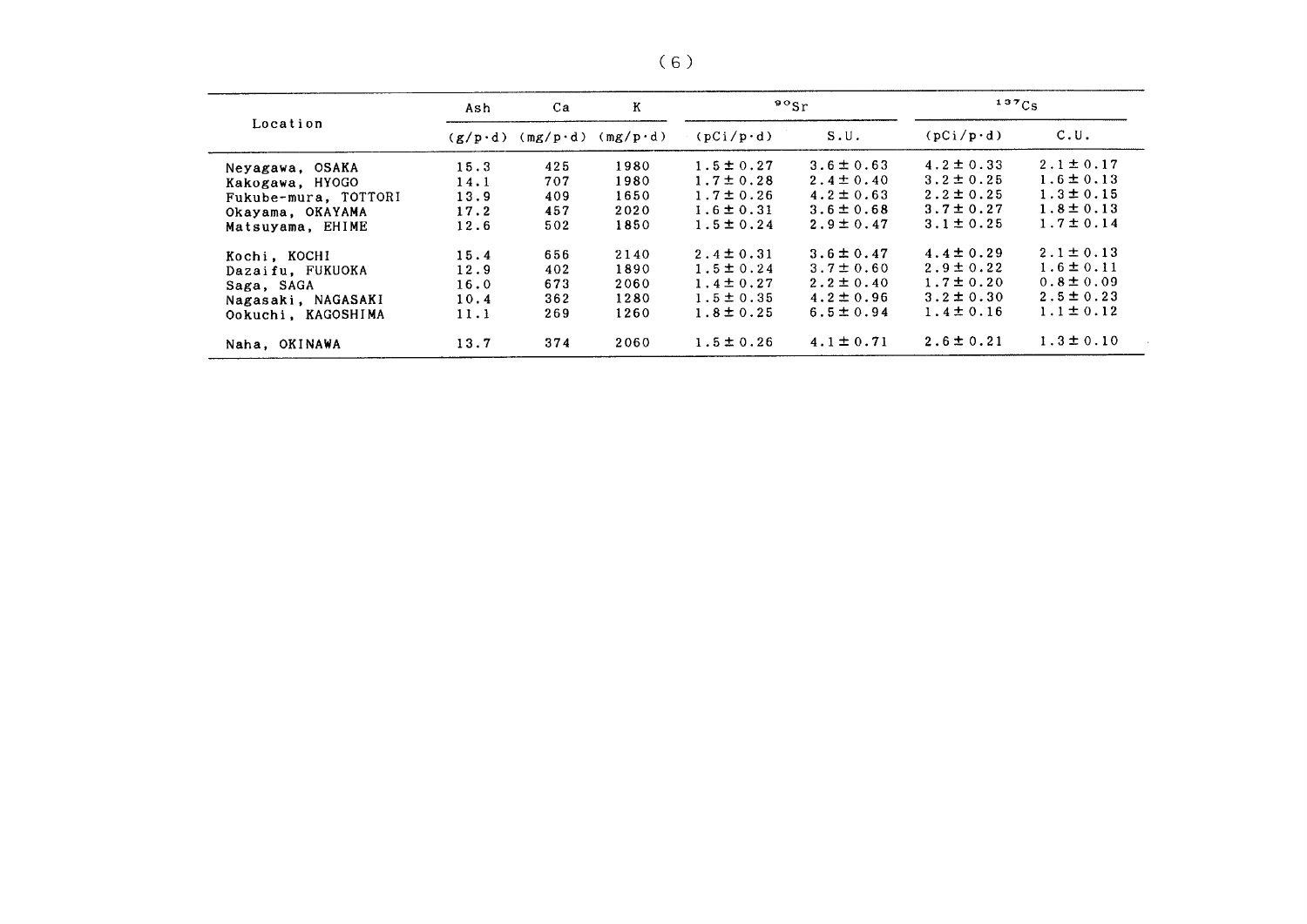| Location | Ash | Ca | K | $^{90}Sr$ | | $^{137}Cs$ | |
|---|---|---|---|---|---|---|---|
| | (g/p·d) | (mg/p·d) | (mg/p·d) | (pCi/p·d) | S.U. | (pCi/p·d) | C.U. |
| Neyagawa, OSAKA | 15.3 | 425 | 1980 | 1.5 ± 0.27 | 3.6 ± 0.63 | 4.2 ± 0.33 | 2.1 ± 0.17 |
| Kakogawa, HYOGO | 14.1 | 707 | 1980 | 1.7 ± 0.28 | 2.4 ± 0.40 | 3.2 ± 0.25 | 1.6 ± 0.13 |
| Fukube-mura, TOTTORI | 13.9 | 409 | 1650 | 1.7 ± 0.26 | 4.2 ± 0.63 | 2.2 ± 0.25 | 1.3 ± 0.15 |
| Okayama, OKAYAMA | 17.2 | 457 | 2020 | 1.6 ± 0.31 | 3.6 ± 0.68 | 3.7 ± 0.27 | 1.8 ± 0.13 |
| Matsuyama, EHIME | 12.6 | 502 | 1850 | 1.5 ± 0.24 | 2.9 ± 0.47 | 3.1 ± 0.25 | 1.7 ± 0.14 |
| Kochi, KOCHI | 15.4 | 656 | 2140 | 2.4 ± 0.31 | 3.6 ± 0.47 | 4.4 ± 0.29 | 2.1 ± 0.13 |
| Dazaifu, FUKUOKA | 12.9 | 402 | 1890 | 1.5 ± 0.24 | 3.7 ± 0.60 | 2.9 ± 0.22 | 1.6 ± 0.11 |
| Saga, SAGA | 16.0 | 673 | 2060 | 1.4 ± 0.27 | 2.2 ± 0.40 | 1.7 ± 0.20 | 0.8 ± 0.09 |
| Nagasaki, NAGASAKI | 10.4 | 362 | 1280 | 1.5 ± 0.35 | 4.2 ± 0.96 | 3.2 ± 0.30 | 2.5 ± 0.23 |
| Ookuchi, KAGOSHIMA | 11.1 | 269 | 1260 | 1.8 ± 0.25 | 6.5 ± 0.94 | 1.4 ± 0.16 | 1.1 ± 0.12 |
| Naha, OKINAWA | 13.7 | 374 | 2060 | 1.5 ± 0.26 | 4.1 ± 0.71 | 2.6 ± 0.21 | 1.3 ± 0.10 |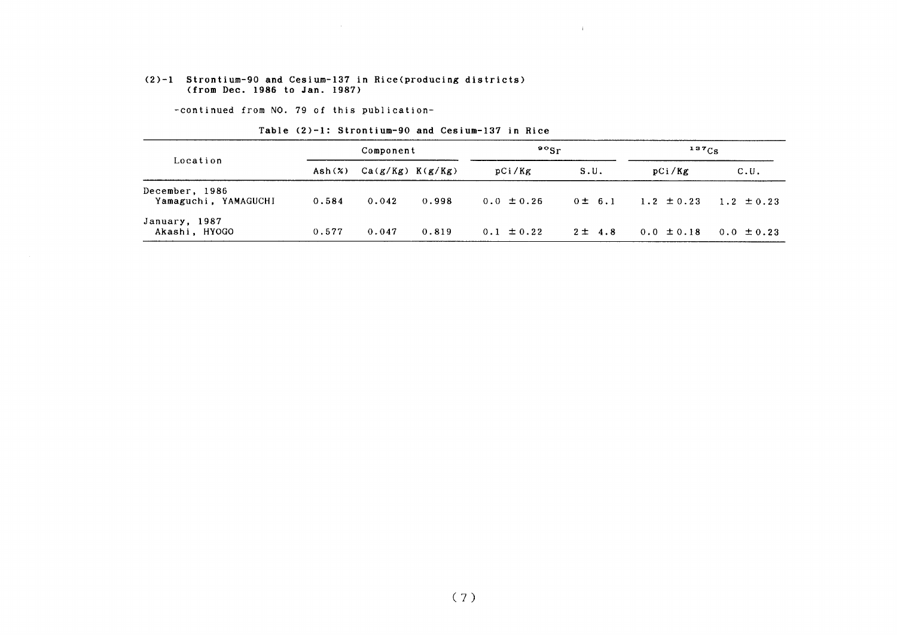## (2)-1 Strontium-90 and Cesium-137 in Rice(producing districts) (from Dec. 1986 to Jan. 1987)

-continued from NO. 79 of this publication-

**Table (2)-1: Strontium-90 and Cesium-137 in Rice**

| Location | Component | | | $^{90}Sr$ | | $^{137}Cs$ | |
|---|---|---|---|---|---|---|---|
| | Ash(%) | Ca(g/Kg) | K(g/Kg) | pCi/Kg | S.U. | pCi/Kg | C.U. |
| December, 1986 Yamaguchi, YAMAGUCHI | 0.584 | 0.042 | 0.998 | 0.0 ±0.26 | 0± 6.1 | 1.2 ±0.23 | 1.2 ±0.23 |
| January, 1987 Akashi, HYOGO | 0.577 | 0.047 | 0.819 | 0.1 ±0.22 | 2± 4.8 | 0.0 ±0.18 | 0.0 ±0.23 |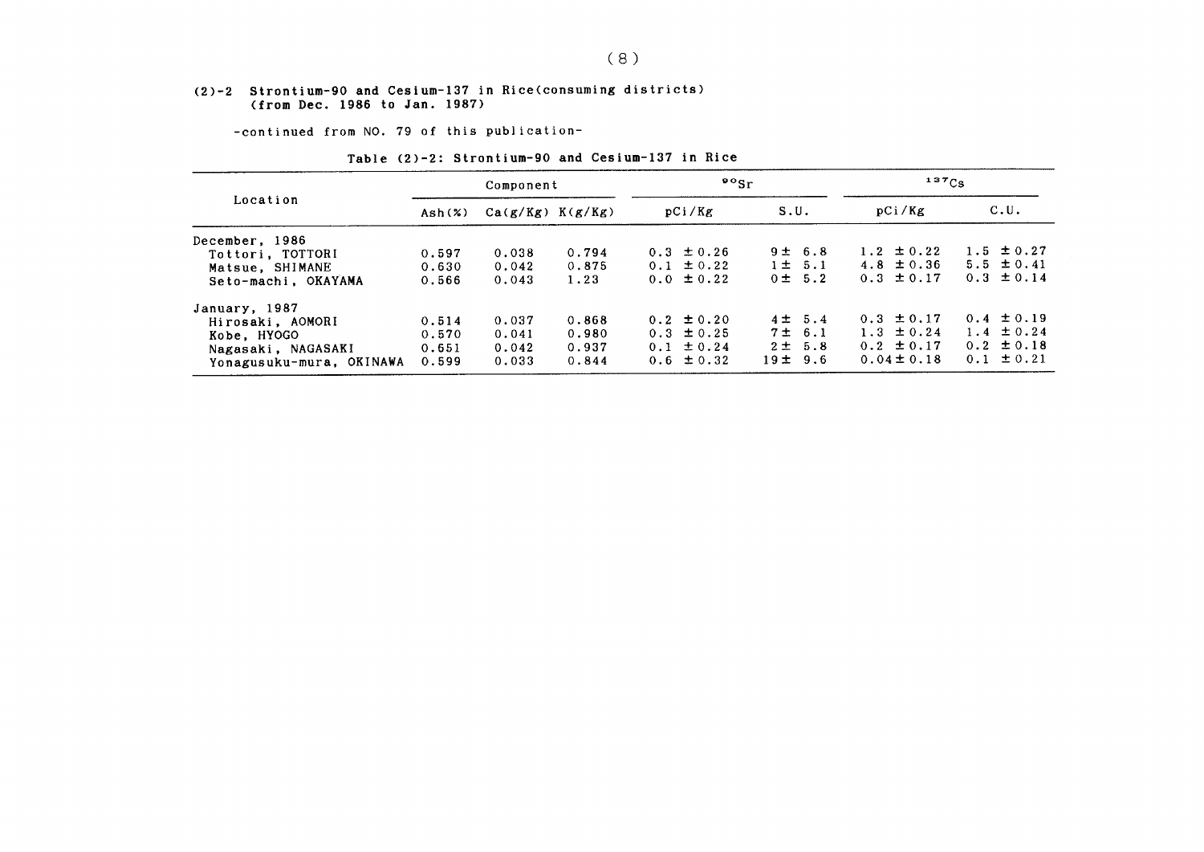## (2)-2 Strontium-90 and Cesium-137 in Rice(consuming districts) (from Dec. 1986 to Jan. 1987)

-continued from NO. 79 of this publication-

Table (2)-2: Strontium-90 and Cesium-137 in Rice

| Location | Component | | | $^{90}Sr$ | | $^{137}Cs$ | |
|---|---|---|---|---|---|---|---|
| | Ash(%) | Ca(g/Kg) | K(g/Kg) | pCi/Kg | S.U. | pCi/Kg | C.U. |
| December, 1986 | | | | | | | |
| Tottori, TOTTORI | 0.597 | 0.038 | 0.794 | 0.3 ±0.26 | 9± 6.8 | 1.2 ±0.22 | 1.5 ±0.27 |
| Matsue, SHIMANE | 0.630 | 0.042 | 0.875 | 0.1 ±0.22 | 1± 5.1 | 4.8 ±0.36 | 5.5 ±0.41 |
| Seto-machi, OKAYAMA | 0.566 | 0.043 | 1.23 | 0.0 ±0.22 | 0± 5.2 | 0.3 ±0.17 | 0.3 ±0.14 |
| January, 1987 | | | | | | | |
| Hirosaki, AOMORI | 0.514 | 0.037 | 0.868 | 0.2 ±0.20 | 4± 5.4 | 0.3 ±0.17 | 0.4 ±0.19 |
| Kobe, HYOGO | 0.570 | 0.041 | 0.980 | 0.3 ±0.25 | 7± 6.1 | 1.3 ±0.24 | 1.4 ±0.24 |
| Nagasaki, NAGASAKI | 0.651 | 0.042 | 0.937 | 0.1 ±0.24 | 2± 5.8 | 0.2 ±0.17 | 0.2 ±0.18 |
| Yonagusuku-mura, OKINAWA | 0.599 | 0.033 | 0.844 | 0.6 ±0.32 | 19± 9.6 | 0.04±0.18 | 0.1 ±0.21 |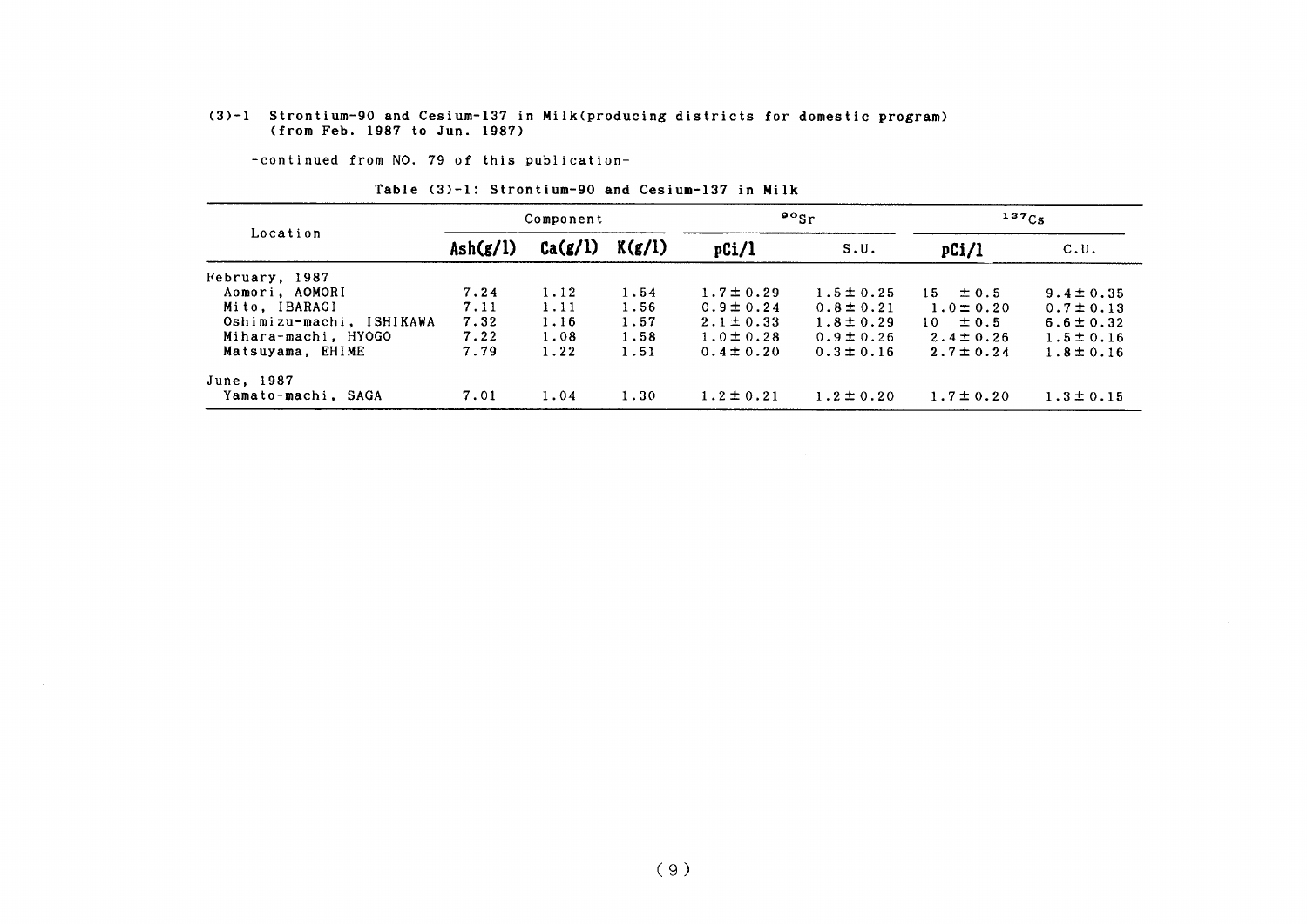(3)-1 Strontium-90 and Cesium-137 in Milk(producing districts for domestic program) (from Feb. 1987 to Jun. 1987)

-continued from NO. 79 of this publication-

Table (3)-1: Strontium-90 and Cesium-137 in Milk

| Location | Component | | | $^{90}Sr$ | | $^{137}Cs$ | |
|---|---|---|---|---|---|---|---|
| | Ash(g/l) | Ca(g/l) | K(g/l) | pCi/l | S.U. | pCi/l | C.U. |
| February, 1987 | | | | | | | |
| Aomori, AOMORI | 7.24 | 1.12 | 1.54 | 1.7±0.29 | 1.5±0.25 | 15 ±0.5 | 9.4±0.35 |
| Mito, IBARAGI | 7.11 | 1.11 | 1.56 | 0.9±0.24 | 0.8±0.21 | 1.0±0.20 | 0.7±0.13 |
| Oshimizu-machi, ISHIKAWA | 7.32 | 1.16 | 1.57 | 2.1±0.33 | 1.8±0.29 | 10 ±0.5 | 6.6±0.32 |
| Mihara-machi, HYOGO | 7.22 | 1.08 | 1.58 | 1.0±0.28 | 0.9±0.26 | 2.4±0.26 | 1.5±0.16 |
| Matsuyama, EHIME | 7.79 | 1.22 | 1.51 | 0.4±0.20 | 0.3±0.16 | 2.7±0.24 | 1.8±0.16 |
| June, 1987 | | | | | | | |
| Yamato-machi, SAGA | 7.01 | 1.04 | 1.30 | 1.2±0.21 | 1.2±0.20 | 1.7±0.20 | 1.3±0.15 |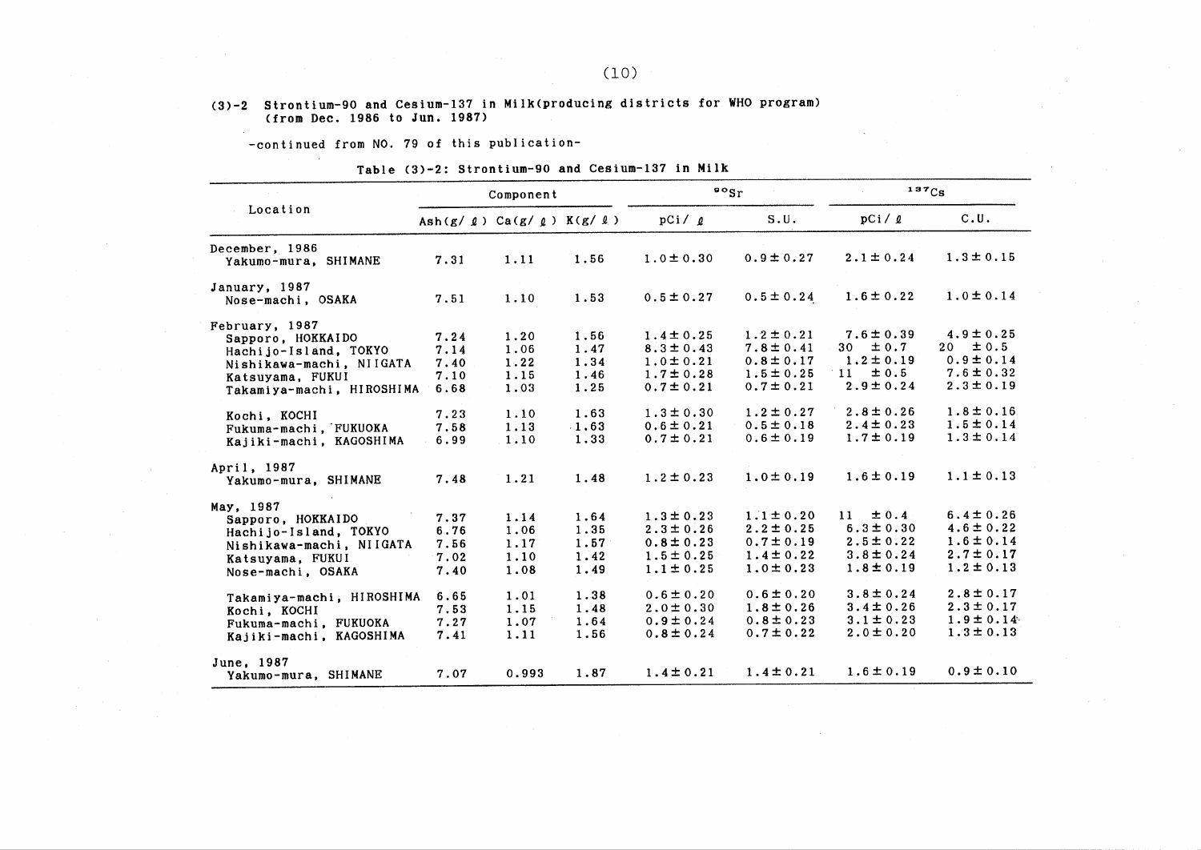(3)-2 Strontium-90 and Cesium-137 in Milk(producing districts for WHO program) (from Dec. 1986 to Jun. 1987)

-continued from NO. 79 of this publication-

Table (3)-2: Strontium-90 and Cesium-137 in Milk

| Location | Component | | | $^{90}Sr$ | | $^{137}Cs$ | |
|---|---|---|---|---|---|---|---|
| | Ash(g/ℓ) | Ca(g/ℓ) | K(g/ℓ) | pCi/ℓ | S.U. | pCi/ℓ | C.U. |
| **December, 1986** | | | | | | | |
| Yakumo-mura, SHIMANE | 7.31 | 1.11 | 1.56 | 1.0±0.30 | 0.9±0.27 | 2.1±0.24 | 1.3±0.15 |
| **January, 1987** | | | | | | | |
| Nose-machi, OSAKA | 7.51 | 1.10 | 1.53 | 0.5±0.27 | 0.5±0.24 | 1.6±0.22 | 1.0±0.14 |
| **February, 1987** | | | | | | | |
| Sapporo, HOKKAIDO | 7.24 | 1.20 | 1.56 | 1.4±0.25 | 1.2±0.21 | 7.6±0.39 | 4.9±0.25 |
| Hachijo-Island, TOKYO | 7.14 | 1.06 | 1.47 | 8.3±0.43 | 7.8±0.41 | 30 ±0.7 | 20 ±0.5 |
| Nishikawa-machi, NIIGATA | 7.40 | 1.22 | 1.34 | 1.0±0.21 | 0.8±0.17 | 1.2±0.19 | 0.9±0.14 |
| Katsuyama, FUKUI | 7.10 | 1.15 | 1.46 | 1.7±0.28 | 1.5±0.25 | 11 ±0.5 | 7.6±0.32 |
| Takamiya-machi, HIROSHIMA | 6.68 | 1.03 | 1.25 | 0.7±0.21 | 0.7±0.21 | 2.9±0.24 | 2.3±0.19 |
| Kochi, KOCHI | 7.23 | 1.10 | 1.63 | 1.3±0.30 | 1.2±0.27 | 2.8±0.26 | 1.8±0.16 |
| Fukuma-machi, FUKUOKA | 7.58 | 1.13 | 1.63 | 0.6±0.21 | 0.5±0.18 | 2.4±0.23 | 1.5±0.14 |
| Kajiki-machi, KAGOSHIMA | 6.99 | 1.10 | 1.33 | 0.7±0.21 | 0.6±0.19 | 1.7±0.19 | 1.3±0.14 |
| **April, 1987** | | | | | | | |
| Yakumo-mura, SHIMANE | 7.48 | 1.21 | 1.48 | 1.2±0.23 | 1.0±0.19 | 1.6±0.19 | 1.1±0.13 |
| **May, 1987** | | | | | | | |
| Sapporo, HOKKAIDO | 7.37 | 1.14 | 1.64 | 1.3±0.23 | 1.1±0.20 | 11 ±0.4 | 6.4±0.26 |
| Hachijo-Island, TOKYO | 6.76 | 1.06 | 1.35 | 2.3±0.26 | 2.2±0.25 | 6.3±0.30 | 4.6±0.22 |
| Nishikawa-machi, NIIGATA | 7.56 | 1.17 | 1.57 | 0.8±0.23 | 0.7±0.19 | 2.5±0.22 | 1.6±0.14 |
| Katsuyama, FUKUI | 7.02 | 1.10 | 1.42 | 1.5±0.25 | 1.4±0.22 | 3.8±0.24 | 2.7±0.17 |
| Nose-machi, OSAKA | 7.40 | 1.08 | 1.49 | 1.1±0.25 | 1.0±0.23 | 1.8±0.19 | 1.2±0.13 |
| Takamiya-machi, HIROSHIMA | 6.65 | 1.01 | 1.38 | 0.6±0.20 | 0.6±0.20 | 3.8±0.24 | 2.8±0.17 |
| Kochi, KOCHI | 7.53 | 1.15 | 1.48 | 2.0±0.30 | 1.8±0.26 | 3.4±0.26 | 2.3±0.17 |
| Fukuma-machi, FUKUOKA | 7.27 | 1.07 | 1.64 | 0.9±0.24 | 0.8±0.23 | 3.1±0.23 | 1.9±0.14 |
| Kajiki-machi, KAGOSHIMA | 7.41 | 1.11 | 1.56 | 0.8±0.24 | 0.7±0.22 | 2.0±0.20 | 1.3±0.13 |
| **June, 1987** | | | | | | | |
| Yakumo-mura, SHIMANE | 7.07 | 0.993 | 1.87 | 1.4±0.21 | 1.4±0.21 | 1.6±0.19 | 0.9±0.10 |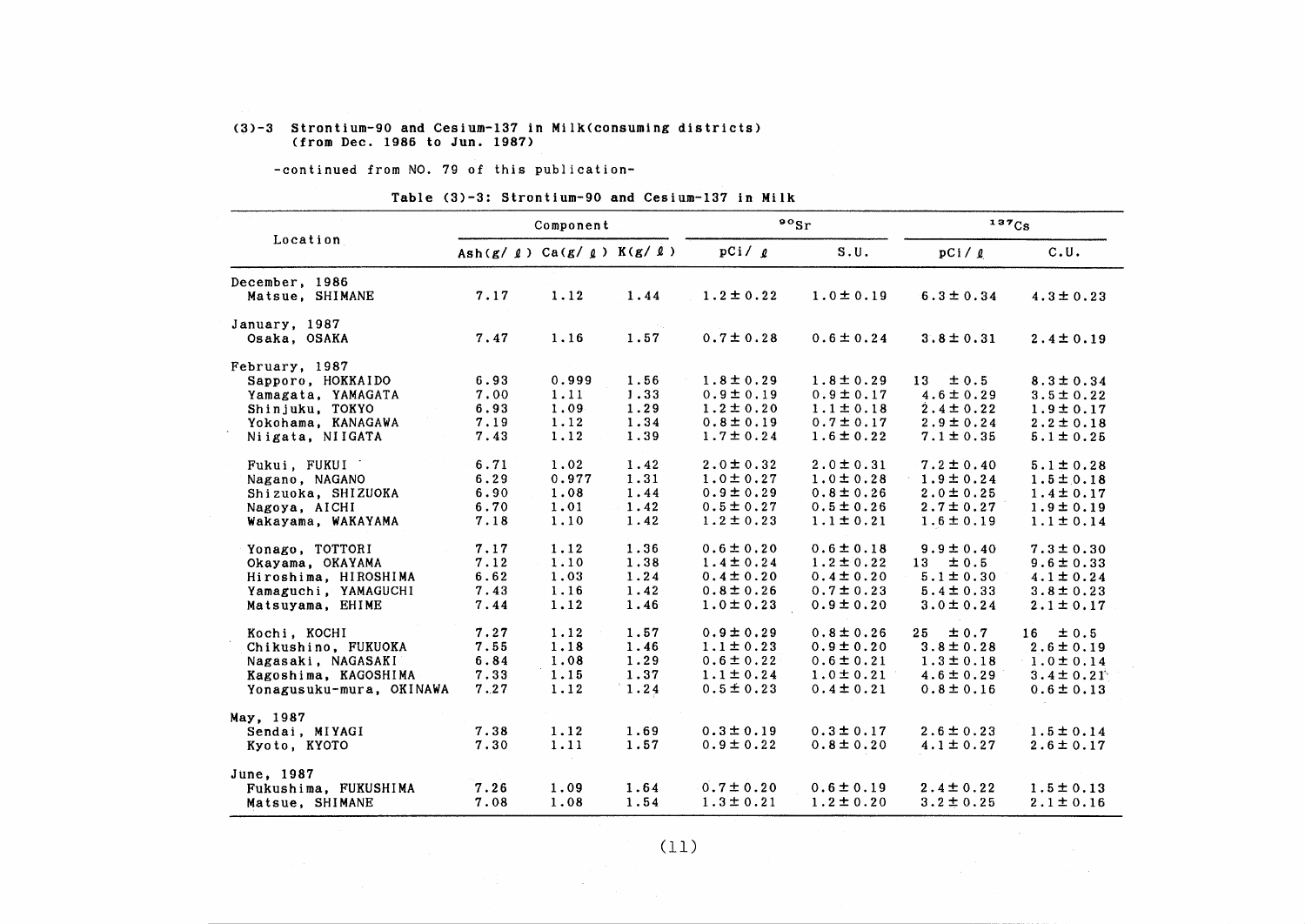(3)-3 Strontium-90 and Cesium-137 in Milk(consuming districts)
(from Dec. 1986 to Jun. 1987)

-continued from NO. 79 of this publication-

Table (3)-3: Strontium-90 and Cesium-137 in Milk

| Location | Component | | | $^{90}Sr$ | | $^{137}Cs$ | |
|---|---|---|---|---|---|---|---|
| | Ash(g/ℓ) | Ca(g/ℓ) | K(g/ℓ) | pCi/ℓ | S.U. | pCi/ℓ | C.U. |
| December, 1986 | | | | | | | |
| Matsue, SHIMANE | 7.17 | 1.12 | 1.44 | 1.2±0.22 | 1.0±0.19 | 6.3±0.34 | 4.3±0.23 |
| January, 1987 | | | | | | | |
| Osaka, OSAKA | 7.47 | 1.16 | 1.57 | 0.7±0.28 | 0.6±0.24 | 3.8±0.31 | 2.4±0.19 |
| February, 1987 | | | | | | | |
| Sapporo, HOKKAIDO | 6.93 | 0.999 | 1.56 | 1.8±0.29 | 1.8±0.29 | 13 ±0.5 | 8.3±0.34 |
| Yamagata, YAMAGATA | 7.00 | 1.11 | 1.33 | 0.9±0.19 | 0.9±0.17 | 4.6±0.29 | 3.5±0.22 |
| Shinjuku, TOKYO | 6.93 | 1.09 | 1.29 | 1.2±0.20 | 1.1±0.18 | 2.4±0.22 | 1.9±0.17 |
| Yokohama, KANAGAWA | 7.19 | 1.12 | 1.34 | 0.8±0.19 | 0.7±0.17 | 2.9±0.24 | 2.2±0.18 |
| Niigata, NIIGATA | 7.43 | 1.12 | 1.39 | 1.7±0.24 | 1.6±0.22 | 7.1±0.35 | 5.1±0.25 |
| Fukui, FUKUI | 6.71 | 1.02 | 1.42 | 2.0±0.32 | 2.0±0.31 | 7.2±0.40 | 5.1±0.28 |
| Nagano, NAGANO | 6.29 | 0.977 | 1.31 | 1.0±0.27 | 1.0±0.28 | 1.9±0.24 | 1.5±0.18 |
| Shizuoka, SHIZUOKA | 6.90 | 1.08 | 1.44 | 0.9±0.29 | 0.8±0.26 | 2.0±0.25 | 1.4±0.17 |
| Nagoya, AICHI | 6.70 | 1.01 | 1.42 | 0.5±0.27 | 0.5±0.26 | 2.7±0.27 | 1.9±0.19 |
| Wakayama, WAKAYAMA | 7.18 | 1.10 | 1.42 | 1.2±0.23 | 1.1±0.21 | 1.6±0.19 | 1.1±0.14 |
| Yonago, TOTTORI | 7.17 | 1.12 | 1.36 | 0.6±0.20 | 0.6±0.18 | 9.9±0.40 | 7.3±0.30 |
| Okayama, OKAYAMA | 7.12 | 1.10 | 1.38 | 1.4±0.24 | 1.2±0.22 | 13 ±0.5 | 9.6±0.33 |
| Hiroshima, HIROSHIMA | 6.62 | 1.03 | 1.24 | 0.4±0.20 | 0.4±0.20 | 5.1±0.30 | 4.1±0.24 |
| Yamaguchi, YAMAGUCHI | 7.43 | 1.16 | 1.42 | 0.8±0.26 | 0.7±0.23 | 5.4±0.33 | 3.8±0.23 |
| Matsuyama, EHIME | 7.44 | 1.12 | 1.46 | 1.0±0.23 | 0.9±0.20 | 3.0±0.24 | 2.1±0.17 |
| Kochi, KOCHI | 7.27 | 1.12 | 1.57 | 0.9±0.29 | 0.8±0.26 | 25 ±0.7 | 16 ±0.5 |
| Chikushino, FUKUOKA | 7.55 | 1.18 | 1.46 | 1.1±0.23 | 0.9±0.20 | 3.8±0.28 | 2.6±0.19 |
| Nagasaki, NAGASAKI | 6.84 | 1.08 | 1.29 | 0.6±0.22 | 0.6±0.21 | 1.3±0.18 | 1.0±0.14 |
| Kagoshima, KAGOSHIMA | 7.33 | 1.15 | 1.37 | 1.1±0.24 | 1.0±0.21 | 4.6±0.29 | 3.4±0.21 |
| Yonagusuku-mura, OKINAWA | 7.27 | 1.12 | 1.24 | 0.5±0.23 | 0.4±0.21 | 0.8±0.16 | 0.6±0.13 |
| May, 1987 | | | | | | | |
| Sendai, MIYAGI | 7.38 | 1.12 | 1.69 | 0.3±0.19 | 0.3±0.17 | 2.6±0.23 | 1.5±0.14 |
| Kyoto, KYOTO | 7.30 | 1.11 | 1.57 | 0.9±0.22 | 0.8±0.20 | 4.1±0.27 | 2.6±0.17 |
| June, 1987 | | | | | | | |
| Fukushima, FUKUSHIMA | 7.26 | 1.09 | 1.64 | 0.7±0.20 | 0.6±0.19 | 2.4±0.22 | 1.5±0.13 |
| Matsue, SHIMANE | 7.08 | 1.08 | 1.54 | 1.3±0.21 | 1.2±0.20 | 3.2±0.25 | 2.1±0.16 |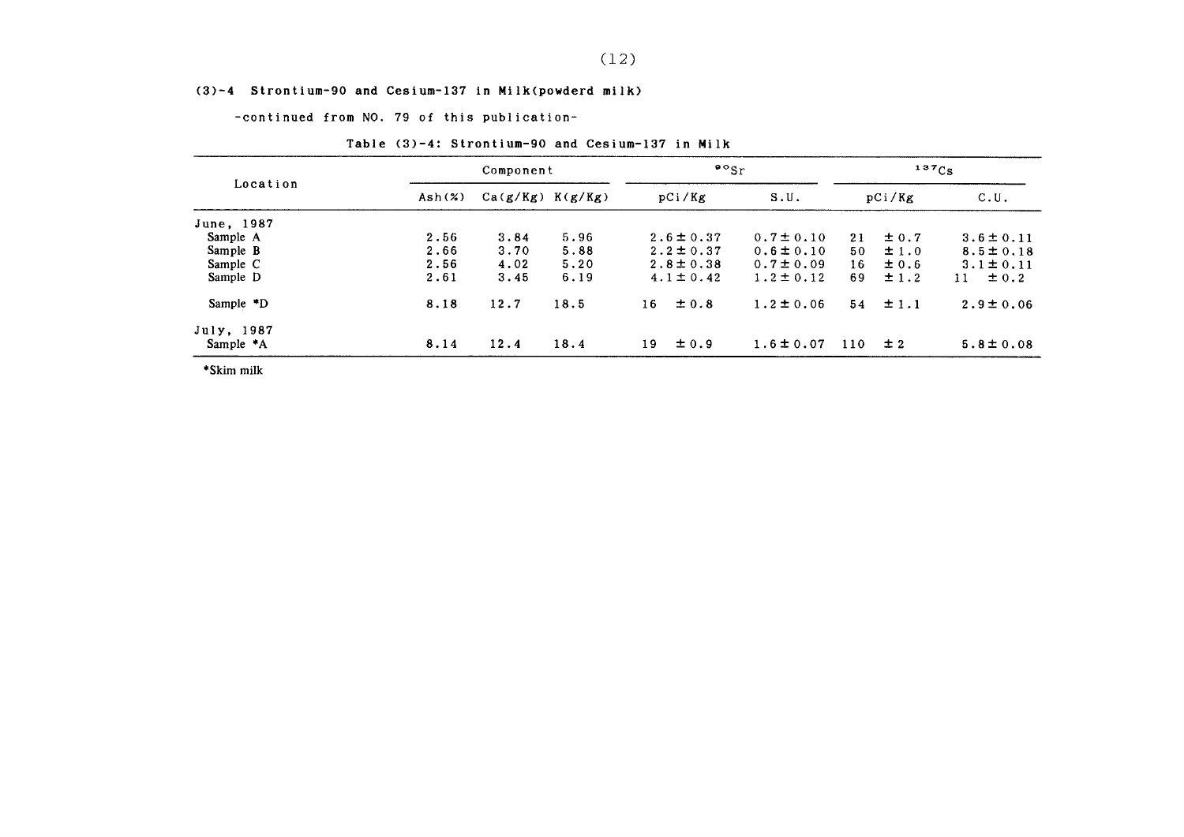## (3)-4 Strontium-90 and Cesium-137 in Milk(powderd milk)

-continued from NO. 79 of this publication-

Table (3)-4: Strontium-90 and Cesium-137 in Milk

| Location | Component | | | $^{90}Sr$ | | $^{137}Cs$ | |
|---|---|---|---|---|---|---|---|
| | Ash(%) | Ca(g/Kg) | K(g/Kg) | pCi/Kg | S.U. | pCi/Kg | C.U. |
| June, 1987 | | | | | | | |
| Sample A | 2.56 | 3.84 | 5.96 | 2.6 ± 0.37 | 0.7 ± 0.10 | 21 ± 0.7 | 3.6 ± 0.11 |
| Sample B | 2.66 | 3.70 | 5.88 | 2.2 ± 0.37 | 0.6 ± 0.10 | 50 ± 1.0 | 8.5 ± 0.18 |
| Sample C | 2.56 | 4.02 | 5.20 | 2.8 ± 0.38 | 0.7 ± 0.09 | 16 ± 0.6 | 3.1 ± 0.11 |
| Sample D | 2.61 | 3.45 | 6.19 | 4.1 ± 0.42 | 1.2 ± 0.12 | 69 ± 1.2 | 11 ± 0.2 |
| Sample *D | 8.18 | 12.7 | 18.5 | 16 ± 0.8 | 1.2 ± 0.06 | 54 ± 1.1 | 2.9 ± 0.06 |
| July, 1987 | | | | | | | |
| Sample *A | 8.14 | 12.4 | 18.4 | 19 ± 0.9 | 1.6 ± 0.07 | 110 ± 2 | 5.8 ± 0.08 |

*Skim milk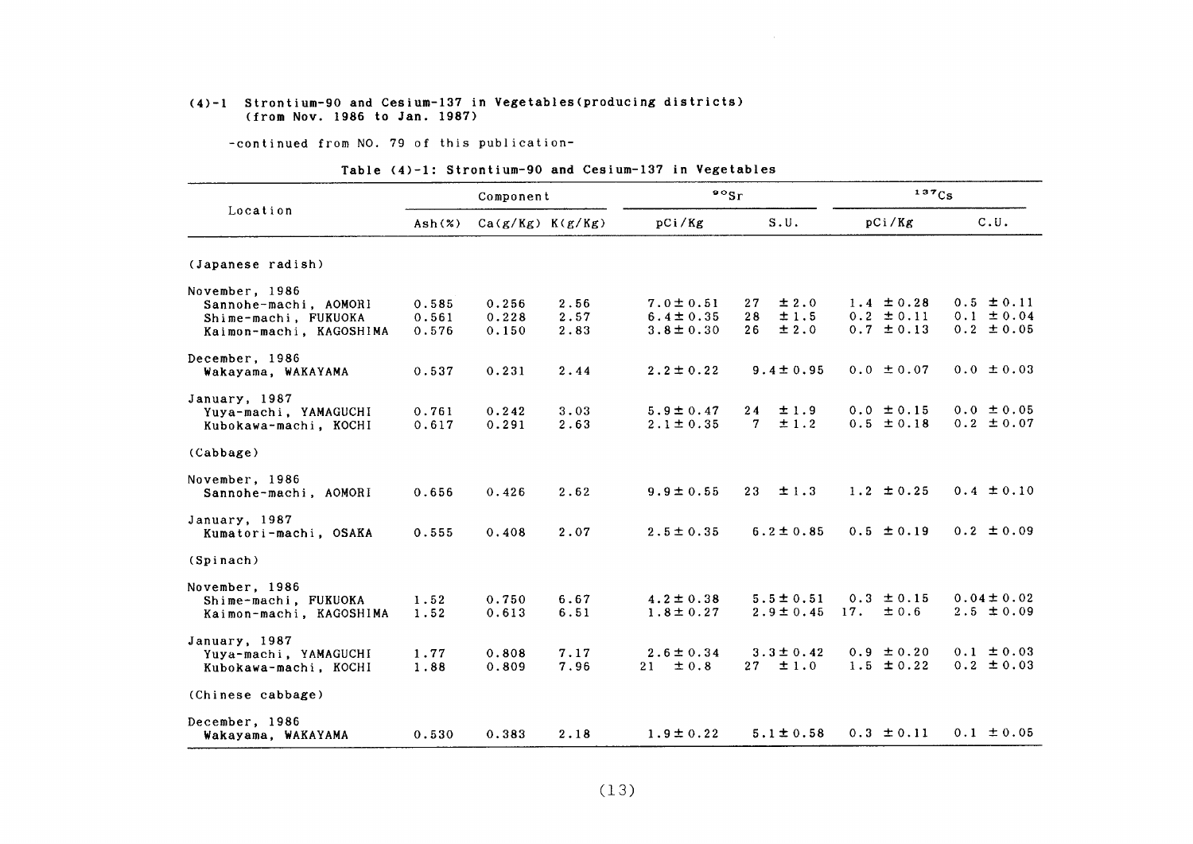## (4)-1 Strontium-90 and Cesium-137 in Vegetables(producing districts) (from Nov. 1986 to Jan. 1987)

-continued from NO. 79 of this publication-

Table (4)-1: Strontium-90 and Cesium-137 in Vegetables

| Location | Component | | | $^{90}Sr$ | | $^{137}Cs$ | |
|---|---|---|---|---|---|---|---|
| | Ash(%) | Ca(g/Kg) | K(g/Kg) | pCi/Kg | S.U. | pCi/Kg | C.U. |
| (Japanese radish) | | | | | | | |
| November, 1986 | | | | | | | |
| Sannohe-machi, AOMORI | 0.585 | 0.256 | 2.56 | 7.0±0.51 | 27 ±2.0 | 1.4 ±0.28 | 0.5 ±0.11 |
| Shime-machi, FUKUOKA | 0.561 | 0.228 | 2.57 | 6.4±0.35 | 28 ±1.5 | 0.2 ±0.11 | 0.1 ±0.04 |
| Kaimon-machi, KAGOSHIMA | 0.576 | 0.150 | 2.83 | 3.8±0.30 | 26 ±2.0 | 0.7 ±0.13 | 0.2 ±0.05 |
| December, 1986 | | | | | | | |
| Wakayama, WAKAYAMA | 0.537 | 0.231 | 2.44 | 2.2±0.22 | 9.4±0.95 | 0.0 ±0.07 | 0.0 ±0.03 |
| January, 1987 | | | | | | | |
| Yuya-machi, YAMAGUCHI | 0.761 | 0.242 | 3.03 | 5.9±0.47 | 24 ±1.9 | 0.0 ±0.15 | 0.0 ±0.05 |
| Kubokawa-machi, KOCHI | 0.617 | 0.291 | 2.63 | 2.1±0.35 | 7 ±1.2 | 0.5 ±0.18 | 0.2 ±0.07 |
| (Cabbage) | | | | | | | |
| November, 1986 | | | | | | | |
| Sannohe-machi, AOMORI | 0.656 | 0.426 | 2.62 | 9.9±0.55 | 23 ±1.3 | 1.2 ±0.25 | 0.4 ±0.10 |
| January, 1987 | | | | | | | |
| Kumatori-machi, OSAKA | 0.555 | 0.408 | 2.07 | 2.5±0.35 | 6.2±0.85 | 0.5 ±0.19 | 0.2 ±0.09 |
| (Spinach) | | | | | | | |
| November, 1986 | | | | | | | |
| Shime-machi, FUKUOKA | 1.52 | 0.750 | 6.67 | 4.2±0.38 | 5.5±0.51 | 0.3 ±0.15 | 0.04±0.02 |
| Kaimon-machi, KAGOSHIMA | 1.52 | 0.613 | 6.51 | 1.8±0.27 | 2.9±0.45 | 17. ±0.6 | 2.5 ±0.09 |
| January, 1987 | | | | | | | |
| Yuya-machi, YAMAGUCHI | 1.77 | 0.808 | 7.17 | 2.6±0.34 | 3.3±0.42 | 0.9 ±0.20 | 0.1 ±0.03 |
| Kubokawa-machi, KOCHI | 1.88 | 0.809 | 7.96 | 21 ±0.8 | 27 ±1.0 | 1.5 ±0.22 | 0.2 ±0.03 |
| (Chinese cabbage) | | | | | | | |
| December, 1986 | | | | | | | |
| Wakayama, WAKAYAMA | 0.530 | 0.383 | 2.18 | 1.9±0.22 | 5.1±0.58 | 0.3 ±0.11 | 0.1 ±0.05 |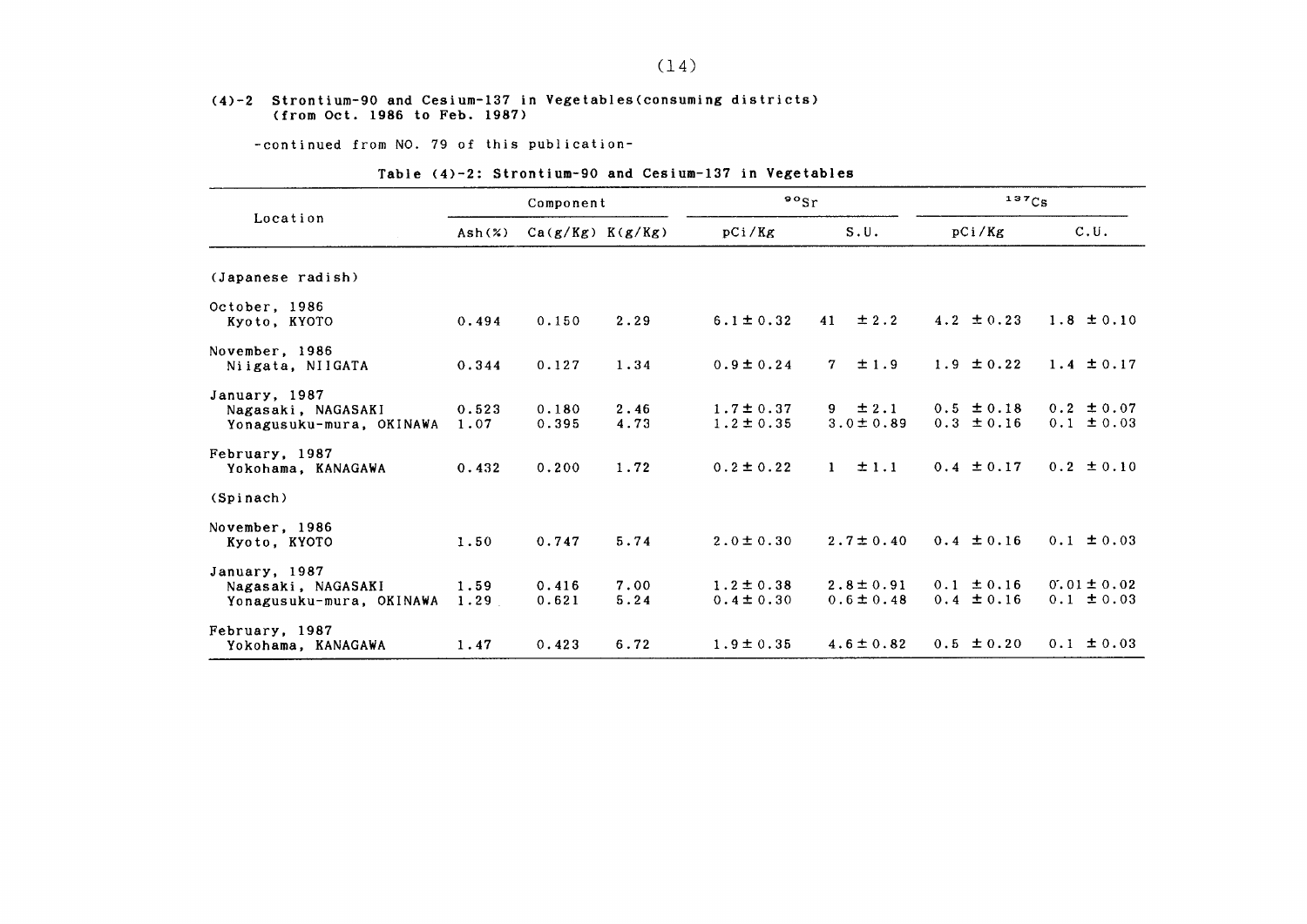## (4)-2 Strontium-90 and Cesium-137 in Vegetables(consuming districts) (from Oct. 1986 to Feb. 1987)

-continued from NO. 79 of this publication-

Table (4)-2: Strontium-90 and Cesium-137 in Vegetables

| Location | Component | | | $^{90}Sr$ | | $^{137}Cs$ | |
|---|---|---|---|---|---|---|---|
| | Ash(%) | Ca(g/Kg) | K(g/Kg) | pCi/Kg | S.U. | pCi/Kg | C.U. |
| (Japanese radish) | | | | | | | |
| October, 1986 | | | | | | | |
| Kyoto, KYOTO | 0.494 | 0.150 | 2.29 | 6.1 ± 0.32 | 41 ± 2.2 | 4.2 ± 0.23 | 1.8 ± 0.10 |
| November, 1986 | | | | | | | |
| Niigata, NIIGATA | 0.344 | 0.127 | 1.34 | 0.9 ± 0.24 | 7 ± 1.9 | 1.9 ± 0.22 | 1.4 ± 0.17 |
| January, 1987 | | | | | | | |
| Nagasaki, NAGASAKI | 0.523 | 0.180 | 2.46 | 1.7 ± 0.37 | 9 ± 2.1 | 0.5 ± 0.18 | 0.2 ± 0.07 |
| Yonagusuku-mura, OKINAWA | 1.07 | 0.395 | 4.73 | 1.2 ± 0.35 | 3.0 ± 0.89 | 0.3 ± 0.16 | 0.1 ± 0.03 |
| February, 1987 | | | | | | | |
| Yokohama, KANAGAWA | 0.432 | 0.200 | 1.72 | 0.2 ± 0.22 | 1 ± 1.1 | 0.4 ± 0.17 | 0.2 ± 0.10 |
| (Spinach) | | | | | | | |
| November, 1986 | | | | | | | |
| Kyoto, KYOTO | 1.50 | 0.747 | 5.74 | 2.0 ± 0.30 | 2.7 ± 0.40 | 0.4 ± 0.16 | 0.1 ± 0.03 |
| January, 1987 | | | | | | | |
| Nagasaki, NAGASAKI | 1.59 | 0.416 | 7.00 | 1.2 ± 0.38 | 2.8 ± 0.91 | 0.1 ± 0.16 | 0.01 ± 0.02 |
| Yonagusuku-mura, OKINAWA | 1.29 | 0.621 | 5.24 | 0.4 ± 0.30 | 0.6 ± 0.48 | 0.4 ± 0.16 | 0.1 ± 0.03 |
| February, 1987 | | | | | | | |
| Yokohama, KANAGAWA | 1.47 | 0.423 | 6.72 | 1.9 ± 0.35 | 4.6 ± 0.82 | 0.5 ± 0.20 | 0.1 ± 0.03 |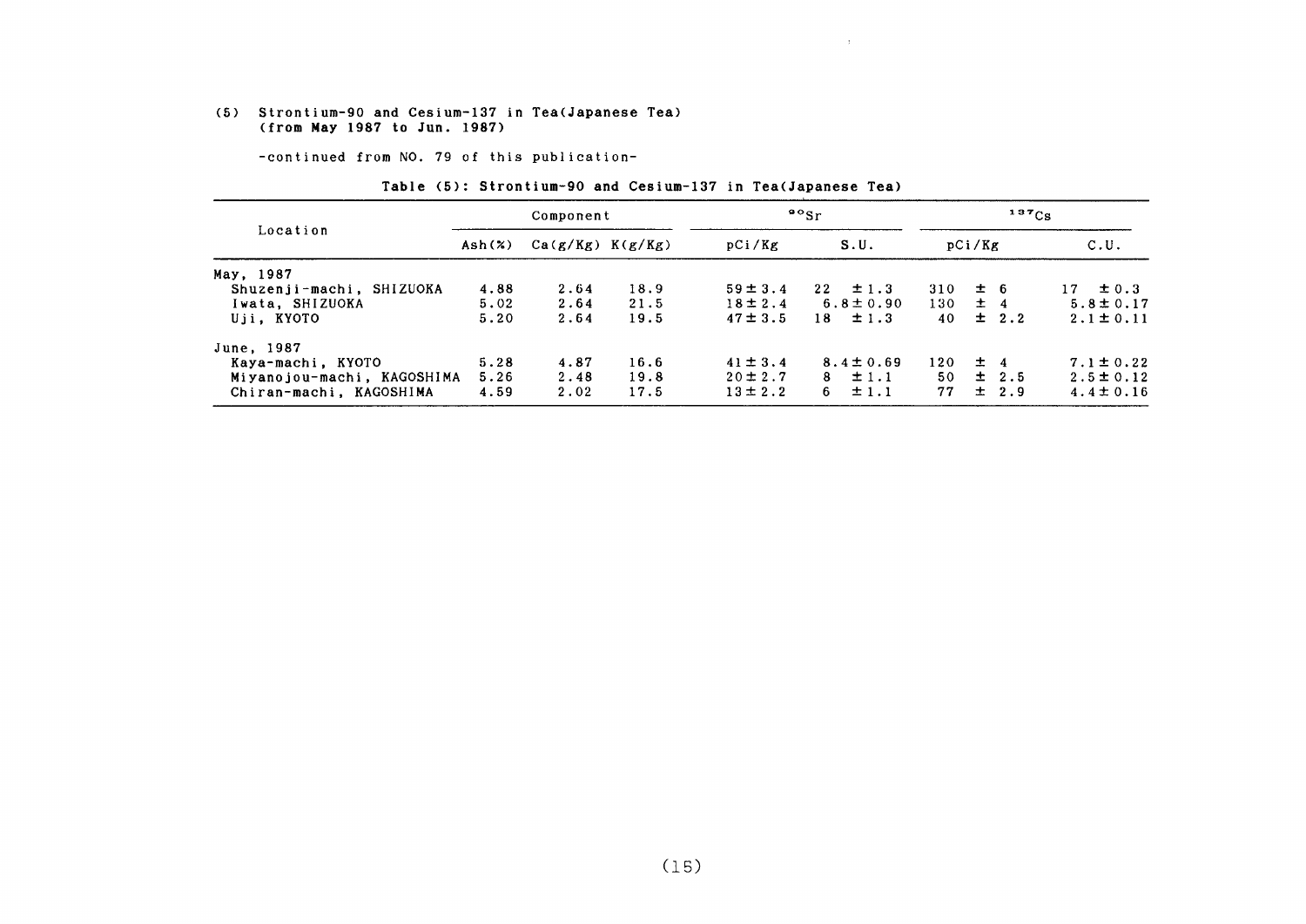(5) Strontium-90 and Cesium-137 in Tea(Japanese Tea)
(from May 1987 to Jun. 1987)

-continued from NO. 79 of this publication-

**Table (5): Strontium-90 and Cesium-137 in Tea(Japanese Tea)**

| Location | Component | | | $^{90}Sr$ | | $^{137}Cs$ | |
|---|---|---|---|---|---|---|---|
| | Ash(%) | Ca(g/Kg) | K(g/Kg) | pCi/Kg | S.U. | pCi/Kg | C.U. |
| May, 1987 | | | | | | | |
| Shuzenji-machi, SHIZUOKA | 4.88 | 2.64 | 18.9 | 59±3.4 | 22 ±1.3 | 310 ± 6 | 17 ±0.3 |
| Iwata, SHIZUOKA | 5.02 | 2.64 | 21.5 | 18±2.4 | 6.8±0.90 | 130 ± 4 | 5.8±0.17 |
| Uji, KYOTO | 5.20 | 2.64 | 19.5 | 47±3.5 | 18 ±1.3 | 40 ± 2.2 | 2.1±0.11 |
| June, 1987 | | | | | | | |
| Kaya-machi, KYOTO | 5.28 | 4.87 | 16.6 | 41±3.4 | 8.4±0.69 | 120 ± 4 | 7.1±0.22 |
| Miyanojou-machi, KAGOSHIMA | 5.26 | 2.48 | 19.8 | 20±2.7 | 8 ±1.1 | 50 ± 2.5 | 2.5±0.12 |
| Chiran-machi, KAGOSHIMA | 4.59 | 2.02 | 17.5 | 13±2.2 | 6 ±1.1 | 77 ± 2.9 | 4.4±0.16 |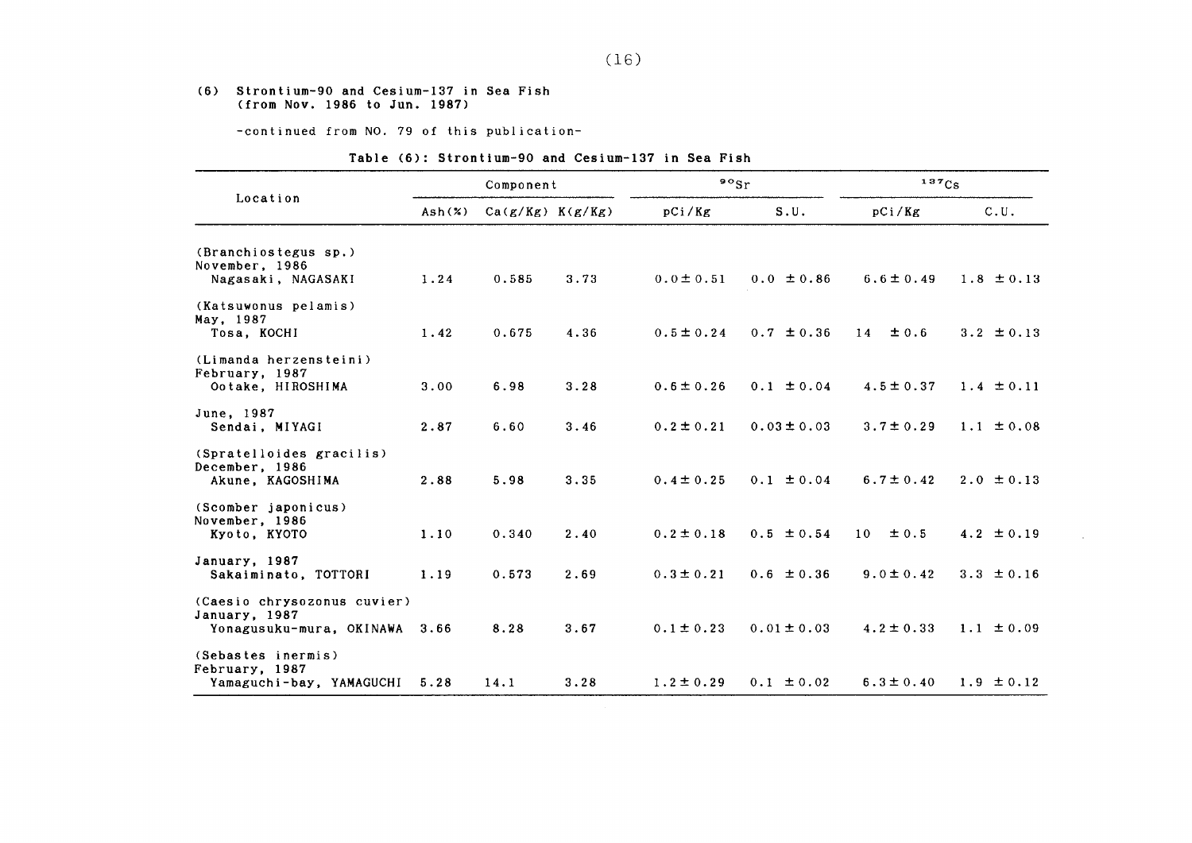(6) Strontium-90 and Cesium-137 in Sea Fish
(from Nov. 1986 to Jun. 1987)

-continued from NO. 79 of this publication-

**Table (6): Strontium-90 and Cesium-137 in Sea Fish**

| Location | Component | | | $^{90}Sr$ | | $^{137}Cs$ | |
|---|---|---|---|---|---|---|---|
| | Ash(%) | Ca(g/Kg) | K(g/Kg) | pCi/Kg | S.U. | pCi/Kg | C.U. |
| (Branchiostegus sp.) | | | | | | | |
| November, 1986 | | | | | | | |
| Nagasaki, NAGASAKI | 1.24 | 0.585 | 3.73 | 0.0±0.51 | 0.0 ±0.86 | 6.6±0.49 | 1.8 ±0.13 |
| (Katsuwonus pelamis) | | | | | | | |
| May, 1987 | | | | | | | |
| Tosa, KOCHI | 1.42 | 0.675 | 4.36 | 0.5±0.24 | 0.7 ±0.36 | 14 ±0.6 | 3.2 ±0.13 |
| (Limanda herzensteini) | | | | | | | |
| February, 1987 | | | | | | | |
| Ootake, HIROSHIMA | 3.00 | 6.98 | 3.28 | 0.6±0.26 | 0.1 ±0.04 | 4.5±0.37 | 1.4 ±0.11 |
| June, 1987 | | | | | | | |
| Sendai, MIYAGI | 2.87 | 6.60 | 3.46 | 0.2±0.21 | 0.03±0.03 | 3.7±0.29 | 1.1 ±0.08 |
| (Spratelloides gracilis) | | | | | | | |
| December, 1986 | | | | | | | |
| Akune, KAGOSHIMA | 2.88 | 5.98 | 3.35 | 0.4±0.25 | 0.1 ±0.04 | 6.7±0.42 | 2.0 ±0.13 |
| (Scomber japonicus) | | | | | | | |
| November, 1986 | | | | | | | |
| Kyoto, KYOTO | 1.10 | 0.340 | 2.40 | 0.2±0.18 | 0.5 ±0.54 | 10 ±0.5 | 4.2 ±0.19 |
| January, 1987 | | | | | | | |
| Sakaiminato, TOTTORI | 1.19 | 0.573 | 2.69 | 0.3±0.21 | 0.6 ±0.36 | 9.0±0.42 | 3.3 ±0.16 |
| (Caesio chrysozonus cuvier) | | | | | | | |
| January, 1987 | | | | | | | |
| Yonagusuku-mura, OKINAWA | 3.66 | 8.28 | 3.67 | 0.1±0.23 | 0.01±0.03 | 4.2±0.33 | 1.1 ±0.09 |
| (Sebastes inermis) | | | | | | | |
| February, 1987 | | | | | | | |
| Yamaguchi-bay, YAMAGUCHI | 5.28 | 14.1 | 3.28 | 1.2±0.29 | 0.1 ±0.02 | 6.3±0.40 | 1.9 ±0.12 |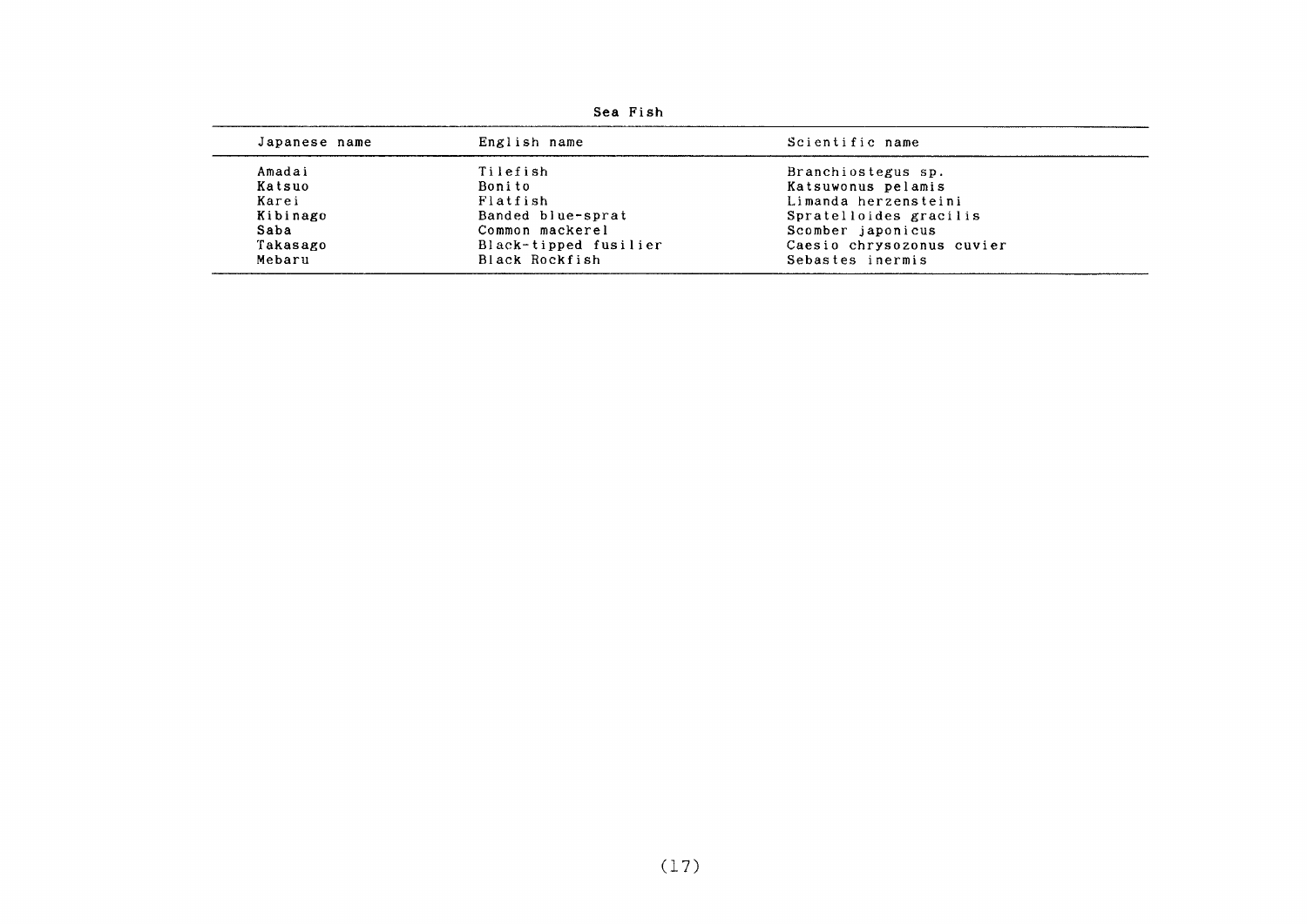Sea Fish

| Japanese name | English name | Scientific name |
|---|---|---|
| Amadai | Tilefish | Branchiostegus sp. |
| Katsuo | Bonito | Katsuwonus pelamis |
| Karei | Flatfish | Limanda herzensteini |
| Kibinago | Banded blue-sprat | Spratelloides gracilis |
| Saba | Common mackerel | Scomber japonicus |
| Takasago | Black-tipped fusilier | Caesio chrysozonus cuvier |
| Mebaru | Black Rockfish | Sebastes inermis |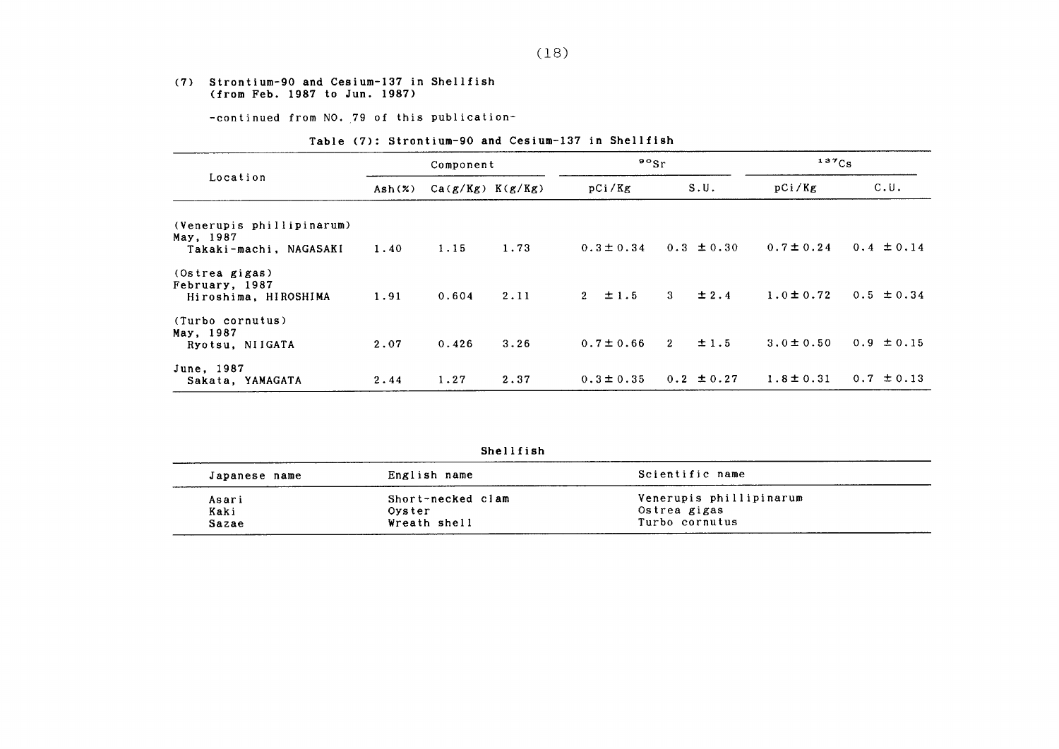## (7) Strontium-90 and Cesium-137 in Shellfish (from Feb. 1987 to Jun. 1987)

-continued from NO. 79 of this publication-

**Table (7): Strontium-90 and Cesium-137 in Shellfish**

| Location | Component | | | $^{90}Sr$ | | $^{137}Cs$ | |
|---|---|---|---|---|---|---|---|
| | Ash(%) | Ca(g/Kg) | K(g/Kg) | pCi/Kg | S.U. | pCi/Kg | C.U. |
| (Venerupis phillipinarum) | | | | | | | |
| May, 1987 | | | | | | | |
| Takaki-machi, NAGASAKI | 1.40 | 1.15 | 1.73 | 0.3 ± 0.34 | 0.3 ± 0.30 | 0.7 ± 0.24 | 0.4 ± 0.14 |
| (Ostrea gigas) | | | | | | | |
| February, 1987 | | | | | | | |
| Hiroshima, HIROSHIMA | 1.91 | 0.604 | 2.11 | 2 ± 1.5 | 3 ± 2.4 | 1.0 ± 0.72 | 0.5 ± 0.34 |
| (Turbo cornutus) | | | | | | | |
| May, 1987 | | | | | | | |
| Ryotsu, NIIGATA | 2.07 | 0.426 | 3.26 | 0.7 ± 0.66 | 2 ± 1.5 | 3.0 ± 0.50 | 0.9 ± 0.15 |
| June, 1987 | | | | | | | |
| Sakata, YAMAGATA | 2.44 | 1.27 | 2.37 | 0.3 ± 0.35 | 0.2 ± 0.27 | 1.8 ± 0.31 | 0.7 ± 0.13 |

**Shellfish**

| Japanese name | English name | Scientific name |
|---|---|---|
| Asari | Short-necked clam | Venerupis phillipinarum |
| Kaki | Oyster | Ostrea gigas |
| Sazae | Wreath shell | Turbo cornutus |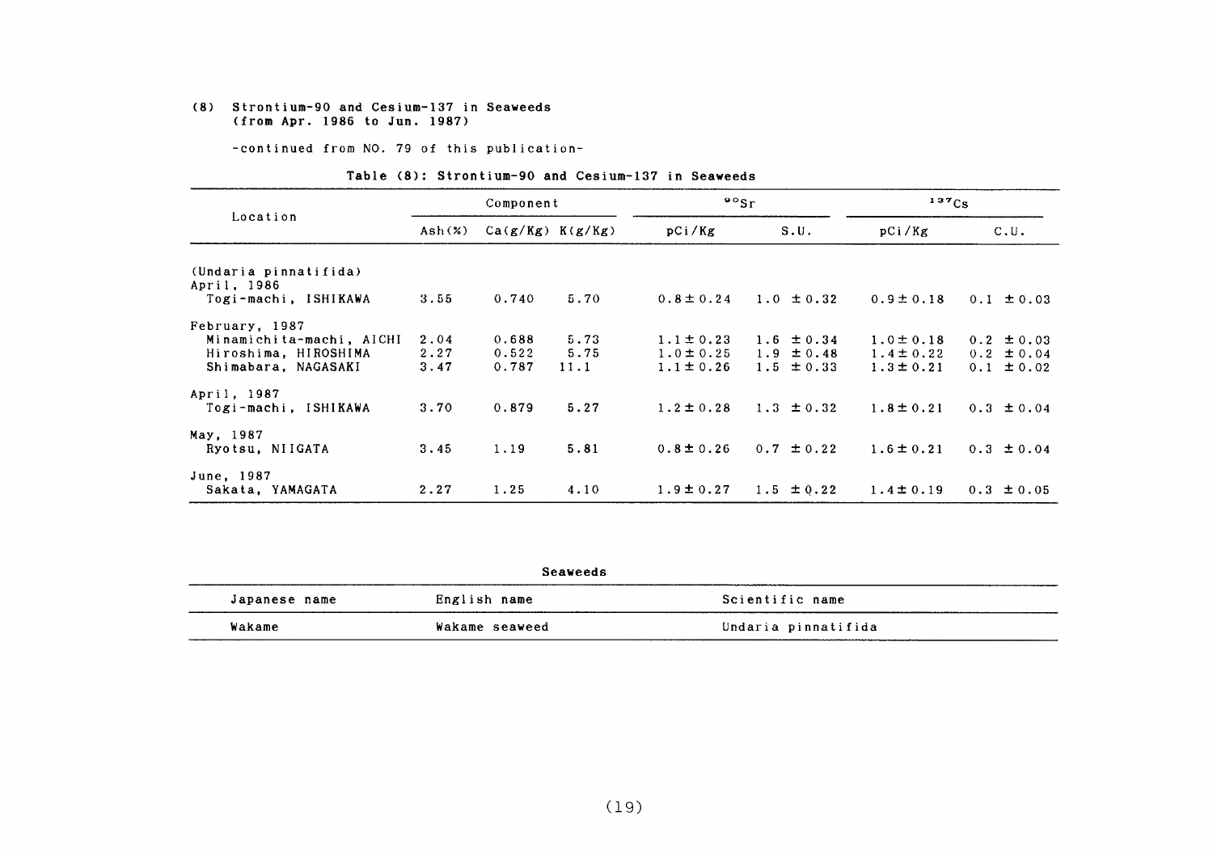## (8) Strontium-90 and Cesium-137 in Seaweeds (from Apr. 1986 to Jun. 1987)

-continued from NO. 79 of this publication-

**Table (8): Strontium-90 and Cesium-137 in Seaweeds**

| Location | Component | | | $^{90}Sr$ | | $^{137}Cs$ | |
|---|---|---|---|---|---|---|---|
| | Ash(%) | Ca(g/Kg) | K(g/Kg) | pCi/Kg | S.U. | pCi/Kg | C.U. |
| (Undaria pinnatifida) | | | | | | | |
| April, 1986 | | | | | | | |
| Togi-machi, ISHIKAWA | 3.55 | 0.740 | 5.70 | 0.8±0.24 | 1.0 ±0.32 | 0.9±0.18 | 0.1 ±0.03 |
| February, 1987 | | | | | | | |
| Minamichita-machi, AICHI | 2.04 | 0.688 | 5.73 | 1.1±0.23 | 1.6 ±0.34 | 1.0±0.18 | 0.2 ±0.03 |
| Hiroshima, HIROSHIMA | 2.27 | 0.522 | 5.75 | 1.0±0.25 | 1.9 ±0.48 | 1.4±0.22 | 0.2 ±0.04 |
| Shimabara, NAGASAKI | 3.47 | 0.787 | 11.1 | 1.1±0.26 | 1.5 ±0.33 | 1.3±0.21 | 0.1 ±0.02 |
| April, 1987 | | | | | | | |
| Togi-machi, ISHIKAWA | 3.70 | 0.879 | 5.27 | 1.2±0.28 | 1.3 ±0.32 | 1.8±0.21 | 0.3 ±0.04 |
| May, 1987 | | | | | | | |
| Ryotsu, NIIGATA | 3.45 | 1.19 | 5.81 | 0.8±0.26 | 0.7 ±0.22 | 1.6±0.21 | 0.3 ±0.04 |
| June, 1987 | | | | | | | |
| Sakata, YAMAGATA | 2.27 | 1.25 | 4.10 | 1.9±0.27 | 1.5 ±0.22 | 1.4±0.19 | 0.3 ±0.05 |

**Seaweeds**

| Japanese name | English name | Scientific name |
|---|---|---|
| Wakame | Wakame seaweed | Undaria pinnatifida |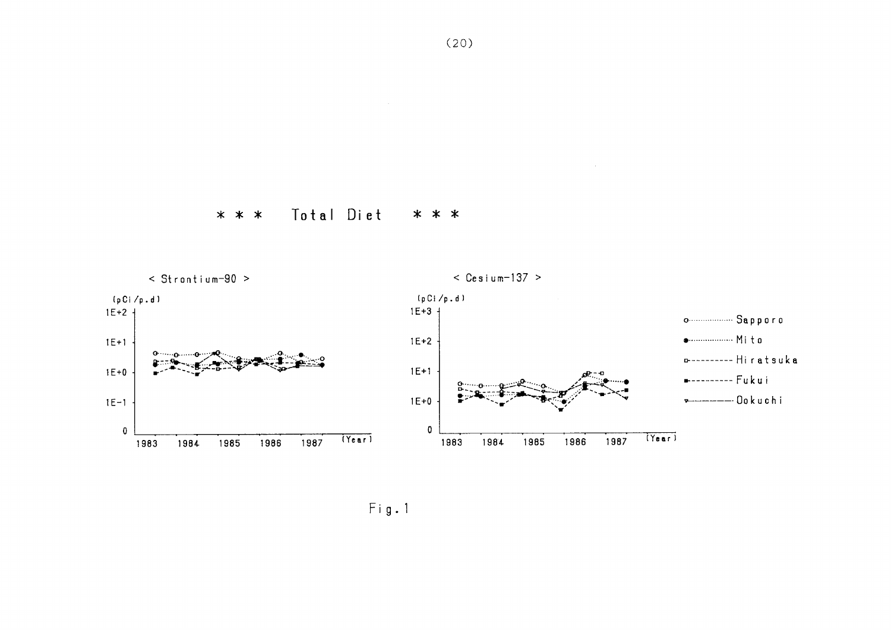*** Total Diet ***

< Strontium-90 >

(pCi/p.d)

< Cesium-137 >

(pCi/p.d)

Sapporo
Mito
Hiratsuka
Fukui
Ookuchi

Fig.1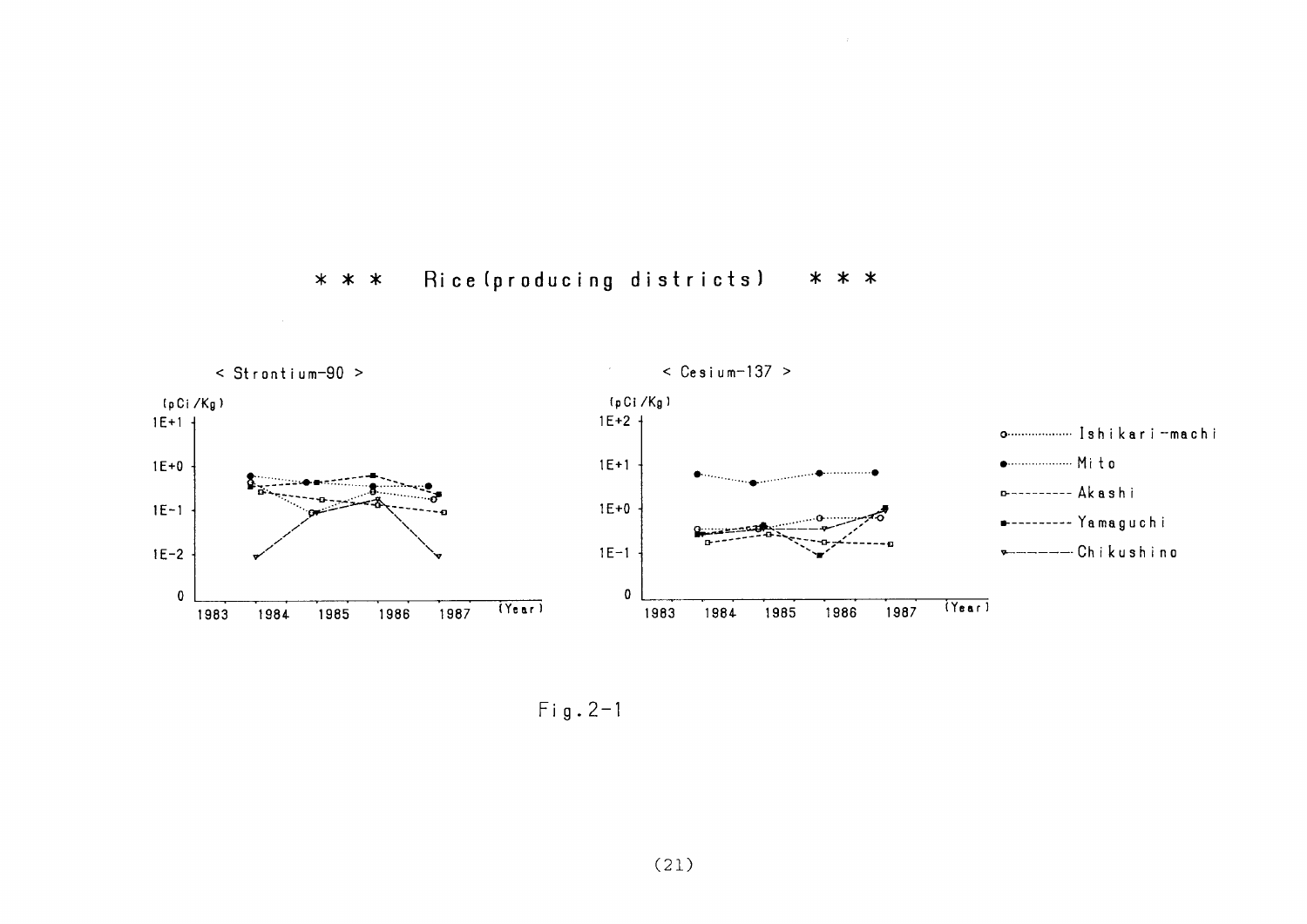## * * * Rice (producing districts) * * *

< Strontium-90 >

(pCi/Kg)

< Cesium-137 >

(pCi/Kg)

Ishikari-machi
Mito
Akashi
Yamaguchi
Chikushino

Fig. 2-1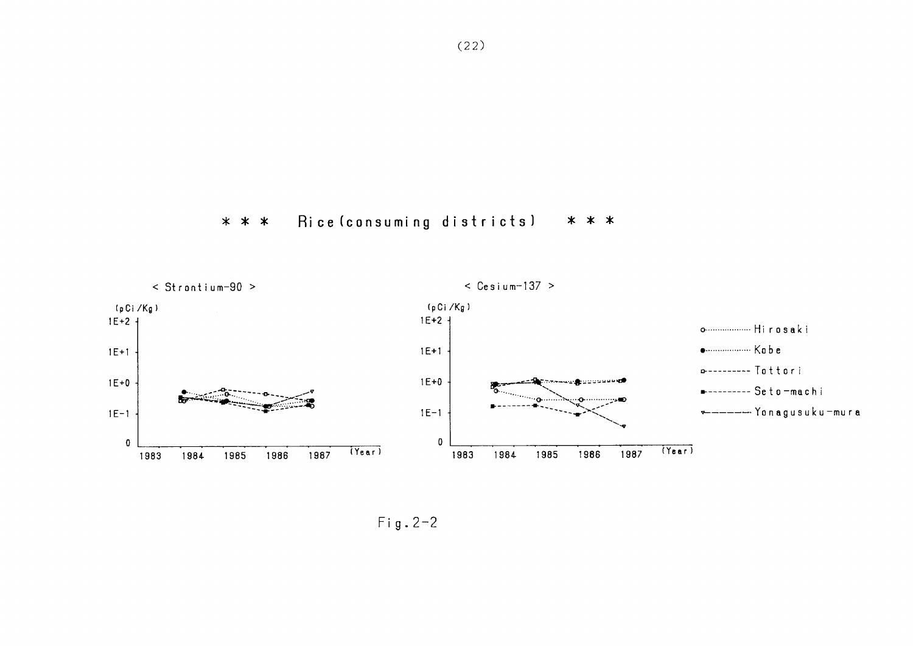# ＊＊＊ Rice (consuming districts) ＊＊＊

< Strontium-90 >

< Cesium-137 >

(pCi/Kg)

Hirosaki

Kobe

Tottori

Seto-machi

Yonagusuku-mura

Fig.2-2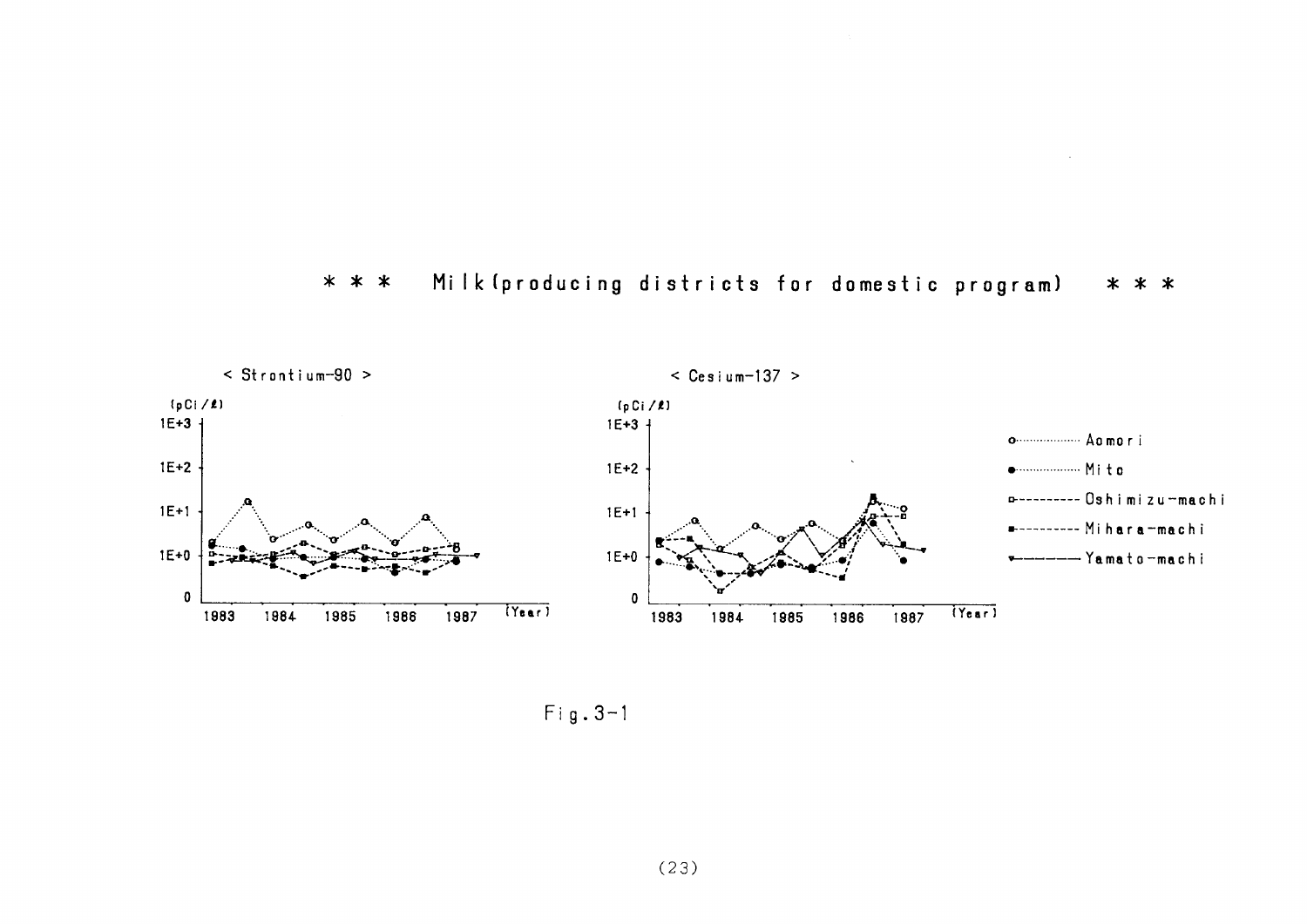## * * * Milk(producing districts for domestic program) * * *

< Strontium-90 >

(pCi/ℓ)

1E+3

1E+2

1E+1

1E+0

0

1983 1984 1985 1986 1987 (Year)

< Cesium-137 >

(pCi/ℓ)

1E+3

1E+2

1E+1

1E+0

0

1983 1984 1985 1986 1987 (Year)

- Aomori
- Mito
- Oshimizu-machi
- Mihara-machi
- Yamato-machi

Fig.3-1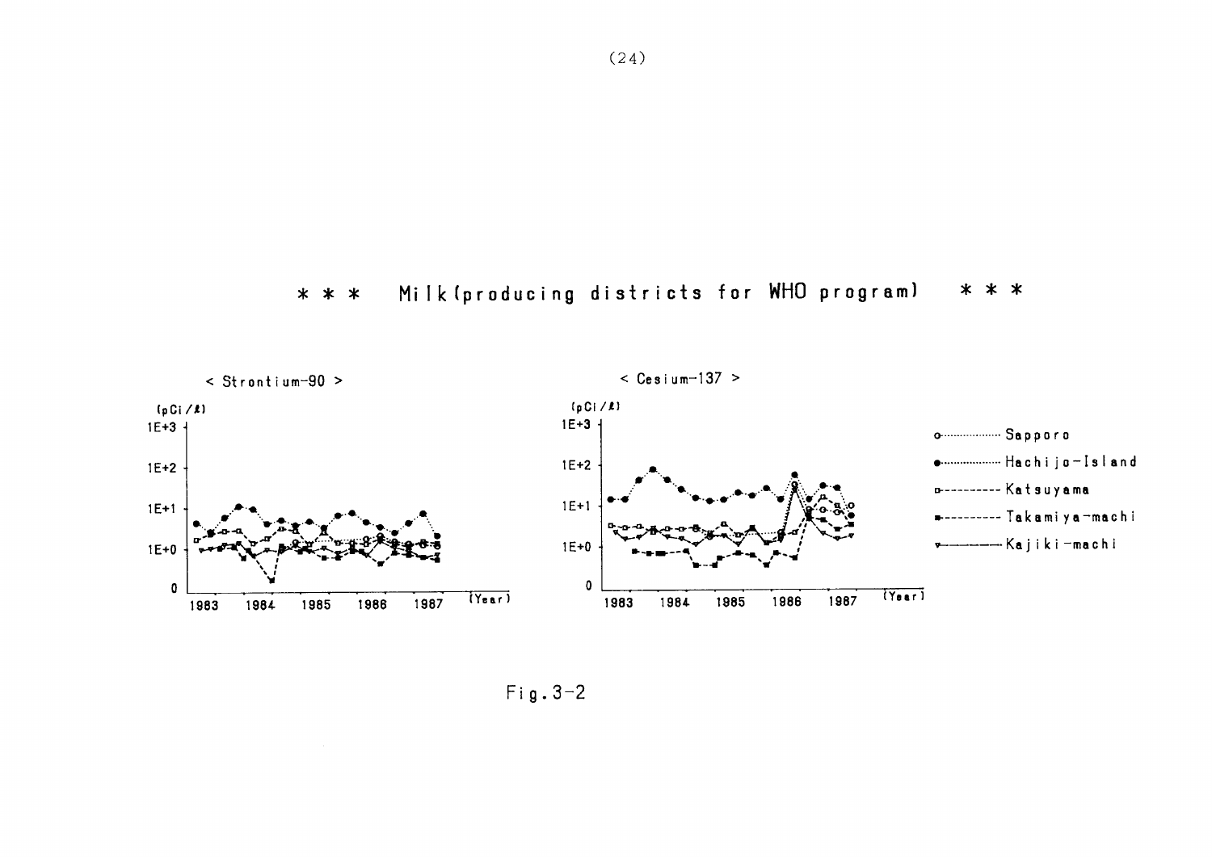# \* \* \* Milk (producing districts for WHO program) \* \* \*

< Strontium-90 >

(pCi/ℓ)

< Cesium-137 >

(pCi/ℓ)

Sapporo
Hachijo-Island
Katsuyama
Takamiya-machi
Kajiki-machi

Fig.3-2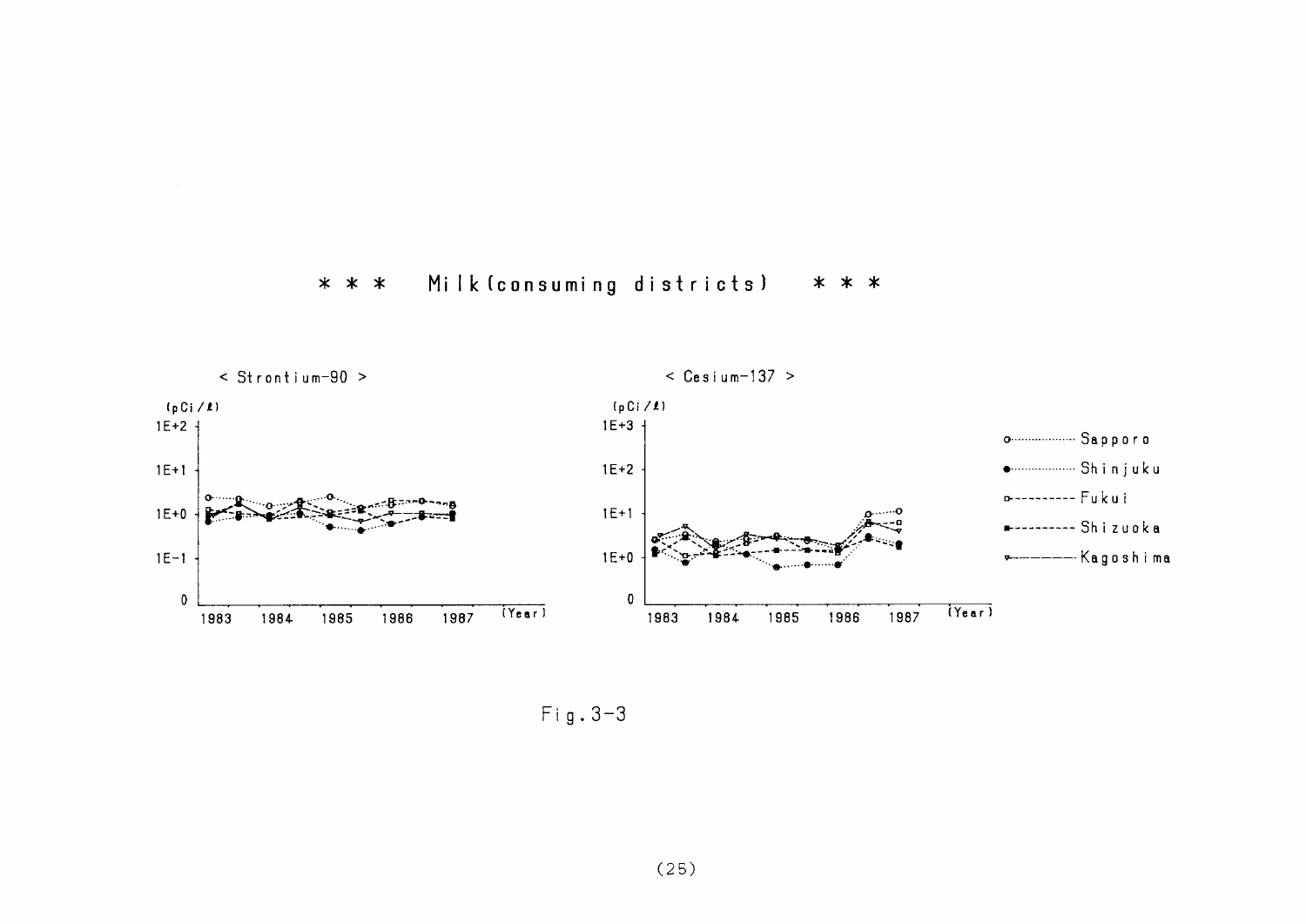\* \* \* Milk(consuming districts) \* \* \*

< Strontium-90 >

(pCi/ℓ)

1E+2

1E+1

1E+0

1E-1

0

1983 1984 1985 1986 1987 (Year)

< Cesium-137 >

(pCi/ℓ)

1E+3

1E+2

1E+1

1E+0

0

1983 1984 1985 1986 1987 (Year)

Sapporo

Shinjuku

Fukui

Shizuoka

Kagoshima

Fig.3-3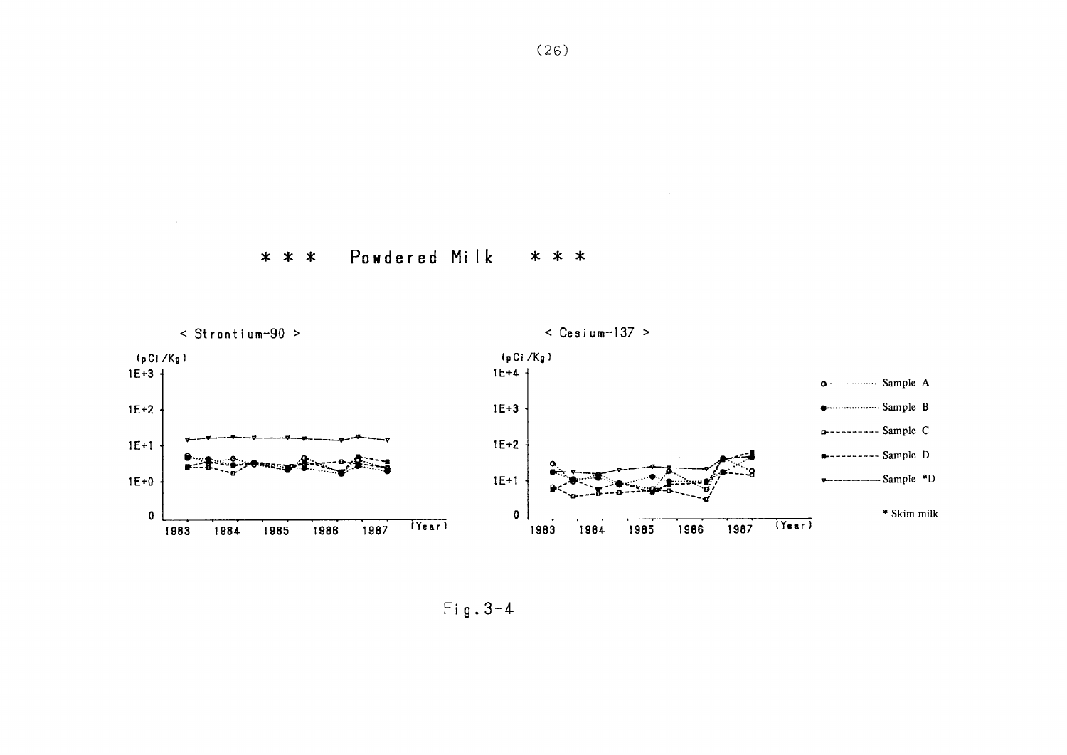# * * * Powdered Milk * * *

< Strontium-90 >

(pCi/Kg)

1E+3

1E+2

1E+1

1E+0

0

1983 1984 1985 1986 1987 (Year)

< Cesium-137 >

(pCi/Kg)

1E+4

1E+3

1E+2

1E+1

0

1983 1984 1985 1986 1987 (Year)

o··············· Sample A

●··············· Sample B

□- - - - - - - - Sample C

■- - - - - - - - Sample D

▽———————— Sample *D

* Skim milk

Fig.3-4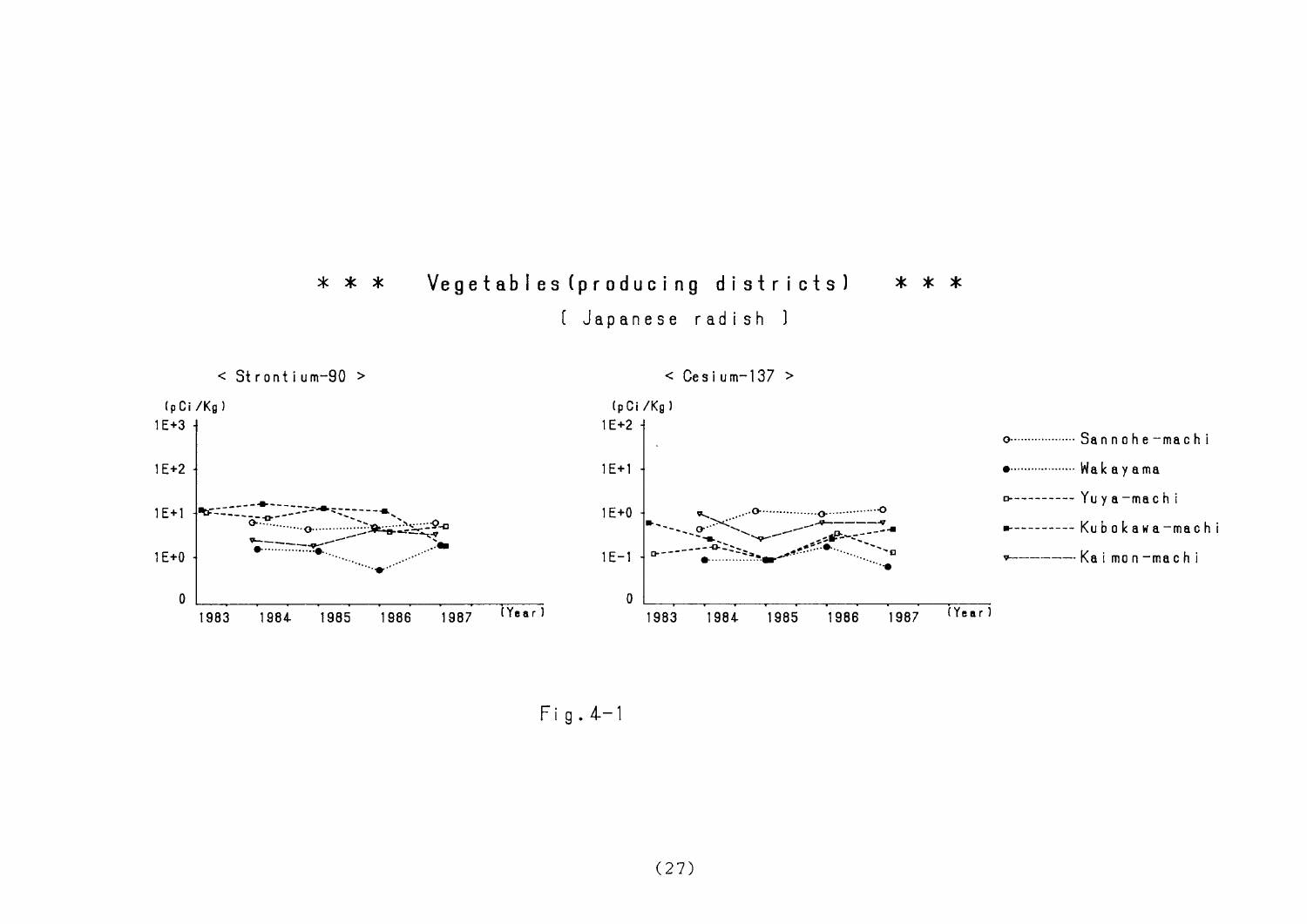# * * * Vegetables (producing districts) * * *

[ Japanese radish ]

< Strontium-90 >

(pCi/Kg)

1E+3

1E+2

1E+1

1E+0

0

1983 1984 1985 1986 1987 (Year)

< Cesium-137 >

(pCi/Kg)

1E+2

1E+1

1E+0

1E-1

0

1983 1984 1985 1986 1987 (Year)

○ Sannohe-machi

● Wakayama

□ Yuya-machi

■ Kubokawa-machi

▽ Kaimon-machi

Fig. 4-1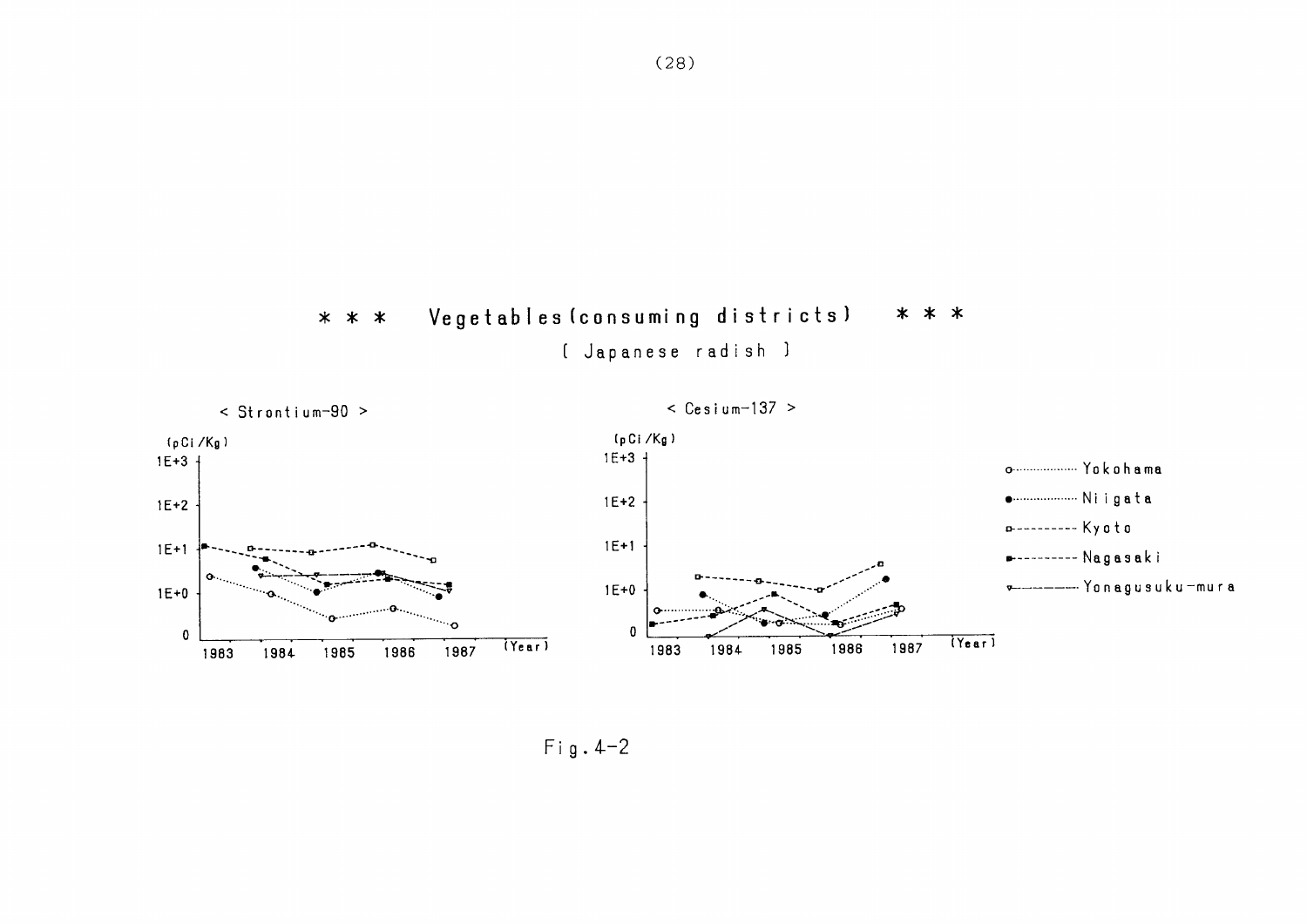# *** Vegetables (consuming districts) ***

[ Japanese radish ]

< Strontium-90 >

(pCi/Kg)

1E+3

1E+2

1E+1

1E+0

0

1983 1984 1985 1986 1987 (Year)

< Cesium-137 >

(pCi/Kg)

1E+3

1E+2

1E+1

1E+0

0

1983 1984 1985 1986 1987 (Year)

- Yokohama
- Niigata
- Kyoto
- Nagasaki
- Yonagusuku-mura

Fig. 4-2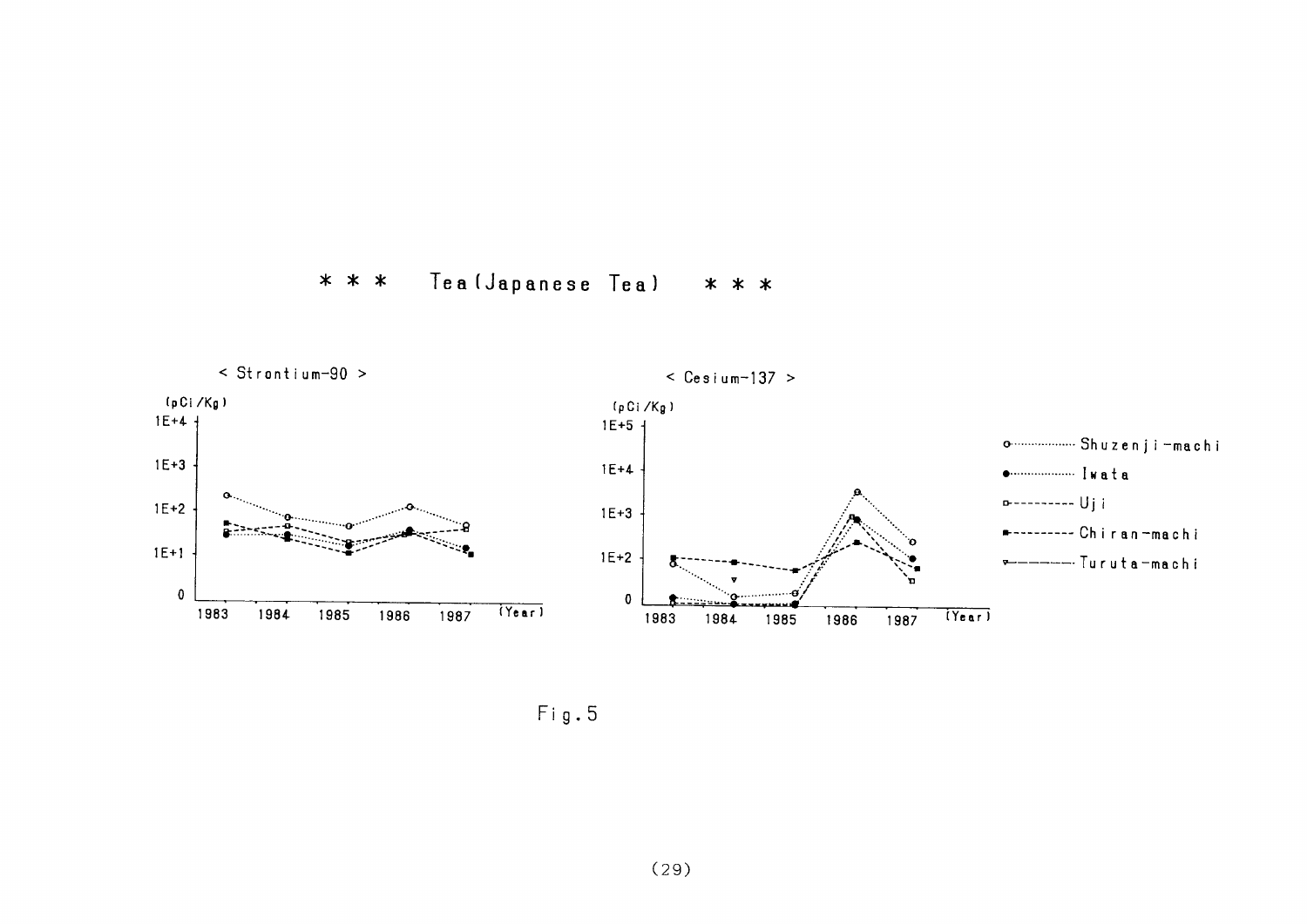\* \* \*　Tea (Japanese Tea)　\* \* \*

< Strontium-90 >

(pCi/Kg)

1E+4, 1E+3, 1E+2, 1E+1, 0

1983　1984　1985　1986　1987　(Year)

< Cesium-137 >

(pCi/Kg)

1E+5, 1E+4, 1E+3, 1E+2, 0

1983　1984　1985　1986　1987　(Year)

- Shuzenji-machi
- Iwata
- Uji
- Chiran-machi
- Turuta-machi

Fig.5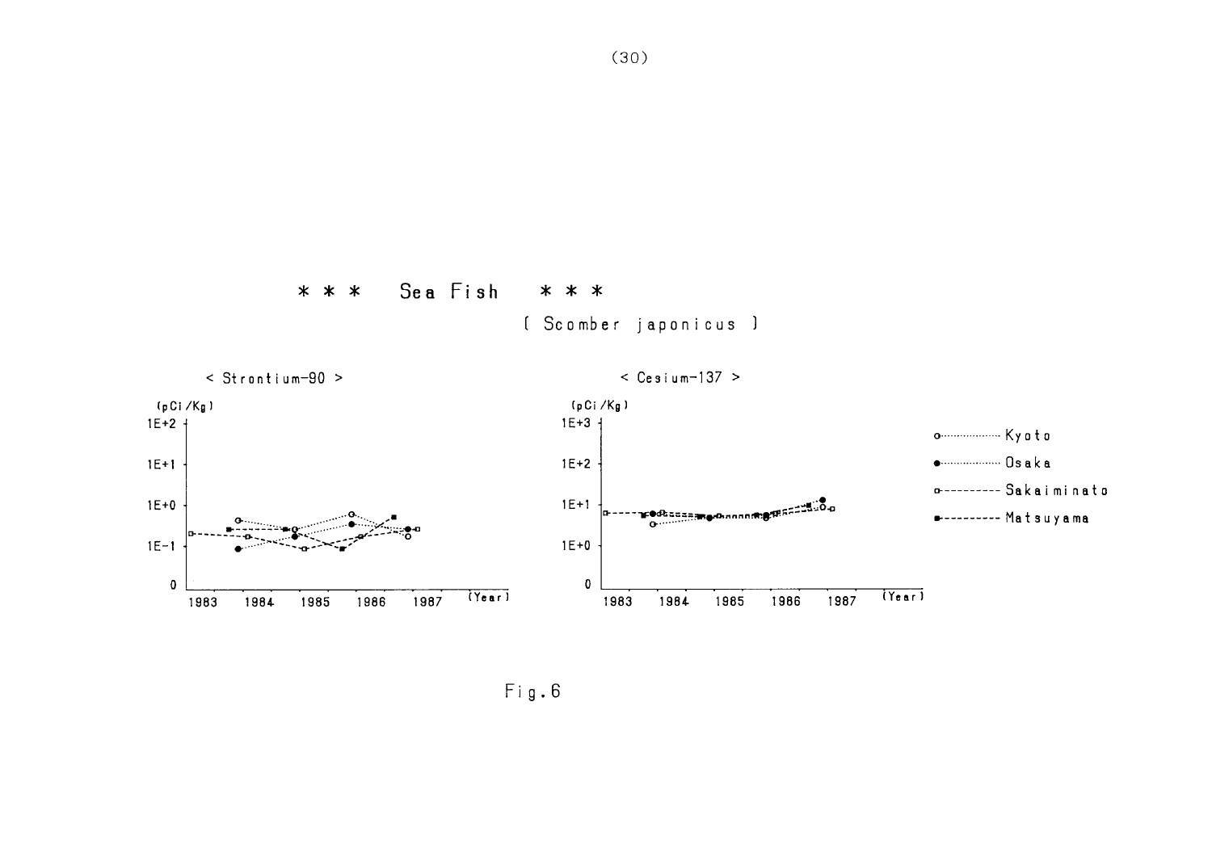# ＊＊＊ Sea Fish ＊＊＊

( Scomber japonicus )

< Strontium-90 >

(pCi/Kg)

1E+2, 1E+1, 1E+0, 1E-1, 0

1983 1984 1985 1986 1987 (Year)

< Cesium-137 >

(pCi/Kg)

1E+3, 1E+2, 1E+1, 1E+0, 0

1983 1984 1985 1986 1987 (Year)

o·········· Kyoto

●·········· Osaka

□- - - - - Sakaiminato

■- - - - - Matsuyama

Fig.6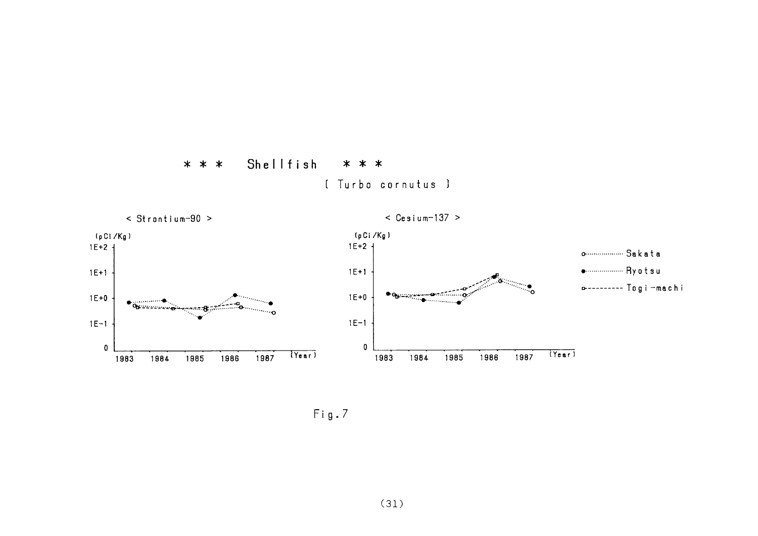## \* \* \* Shellfish \* \* \*

( Turbo cornutus )

< Strontium-90 >

< Cesium-137 >

Fig.7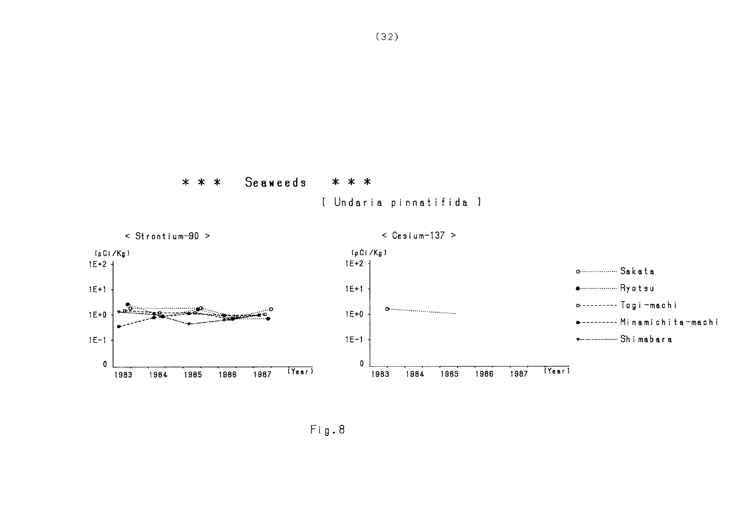# * * * Seaweeds * * *

( Undaria pinnatifida )

< Strontium-90 >

< Cesium-137 >

Fig.8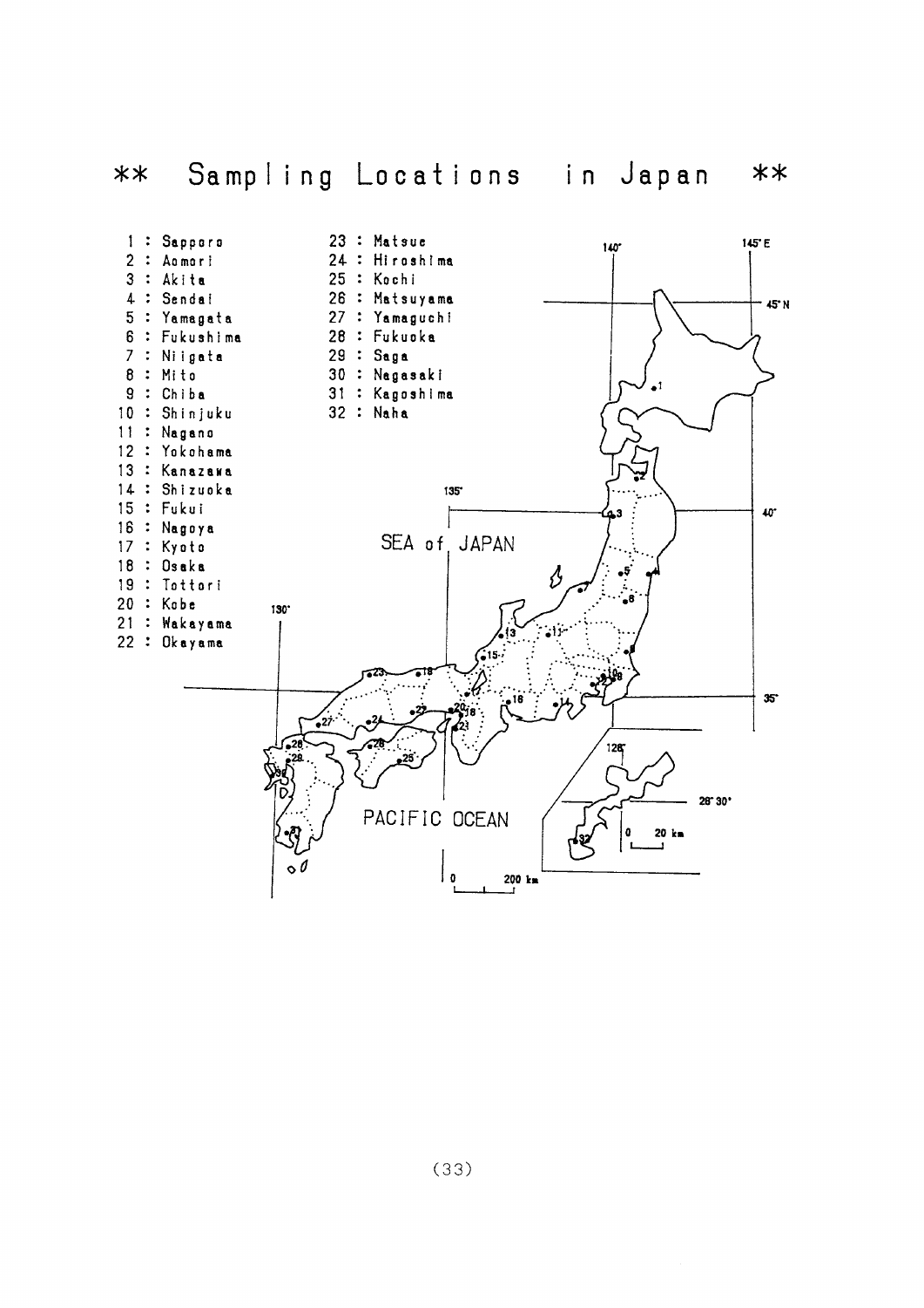# ** Sampling Locations in Japan **

1 : Sapporo
2 : Aomori
3 : Akita
4 : Sendai
5 : Yamagata
6 : Fukushima
7 : Niigata
8 : Mito
9 : Chiba
10 : Shinjuku
11 : Nagano
12 : Yokohama
13 : Kanazawa
14 : Shizuoka
15 : Fukui
16 : Nagoya
17 : Kyoto
18 : Osaka
19 : Tottori
20 : Kobe
21 : Wakayama
22 : Okayama
23 : Matsue
24 : Hiroshima
25 : Kochi
26 : Matsuyama
27 : Yamaguchi
28 : Fukuoka
29 : Saga
30 : Nagasaki
31 : Kagoshima
32 : Naha

140°
145°E
45°N
135°
40°
35°
130°
SEA of JAPAN
PACIFIC OCEAN
128°
28°30'
0 20 km
0 200 km